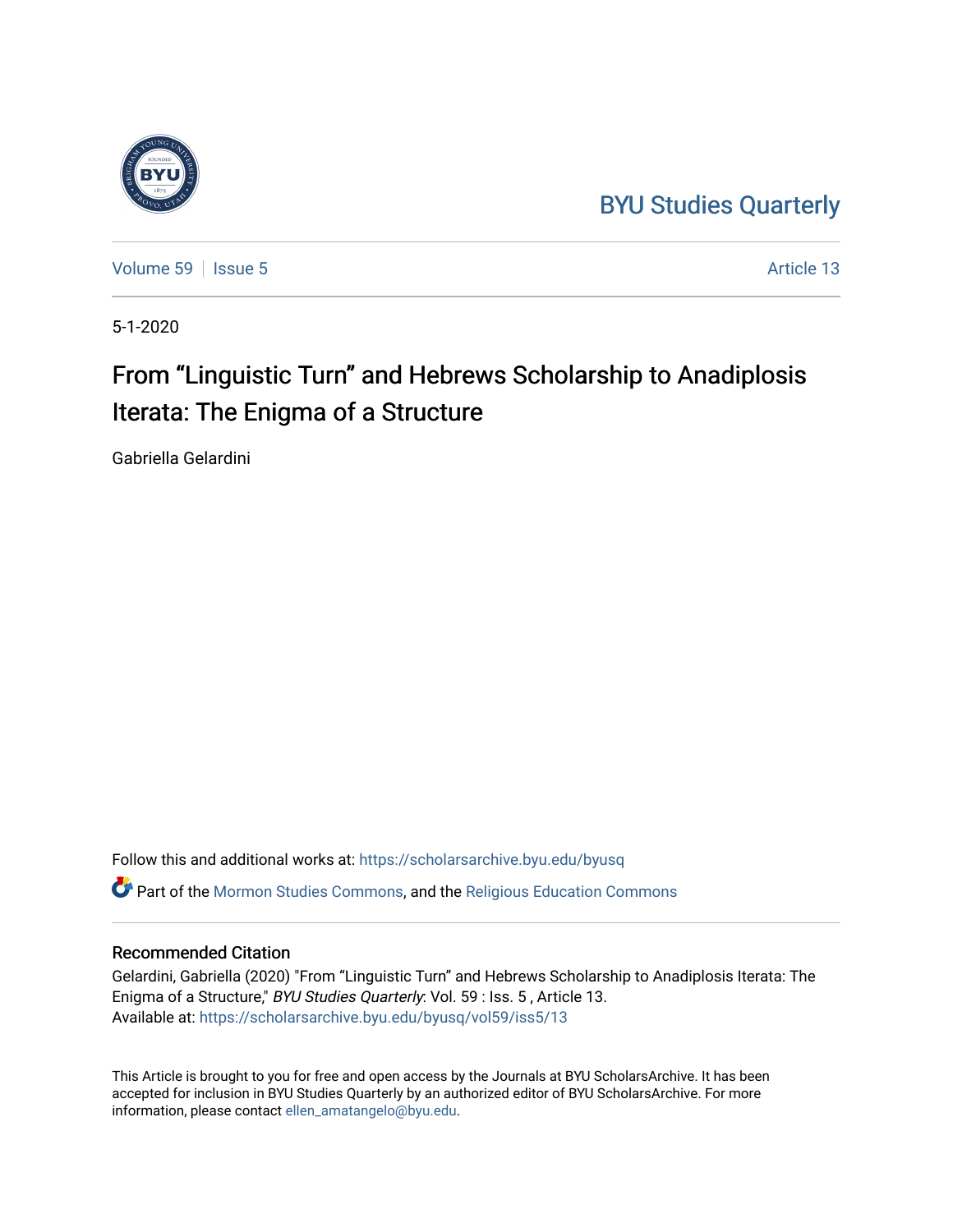BYU Studies Quarterly

Volume 59 | Issue 5 | Article 13

5-1-2020

# From “Linguistic Turn” and Hebrews Scholarship to Anadiplosis Iterata: The Enigma of a Structure

Gabriella Gelardini

Follow this and additional works at: https://scholarsarchive.byu.edu/byusq

Part of the Mormon Studies Commons, and the Religious Education Commons

## Recommended Citation

Gelardini, Gabriella (2020) "From “Linguistic Turn” and Hebrews Scholarship to Anadiplosis Iterata: The Enigma of a Structure," *BYU Studies Quarterly*: Vol. 59 : Iss. 5 , Article 13.
Available at: https://scholarsarchive.byu.edu/byusq/vol59/iss5/13

This Article is brought to you for free and open access by the Journals at BYU ScholarsArchive. It has been accepted for inclusion in BYU Studies Quarterly by an authorized editor of BYU ScholarsArchive. For more information, please contact ellen_amatangelo@byu.edu.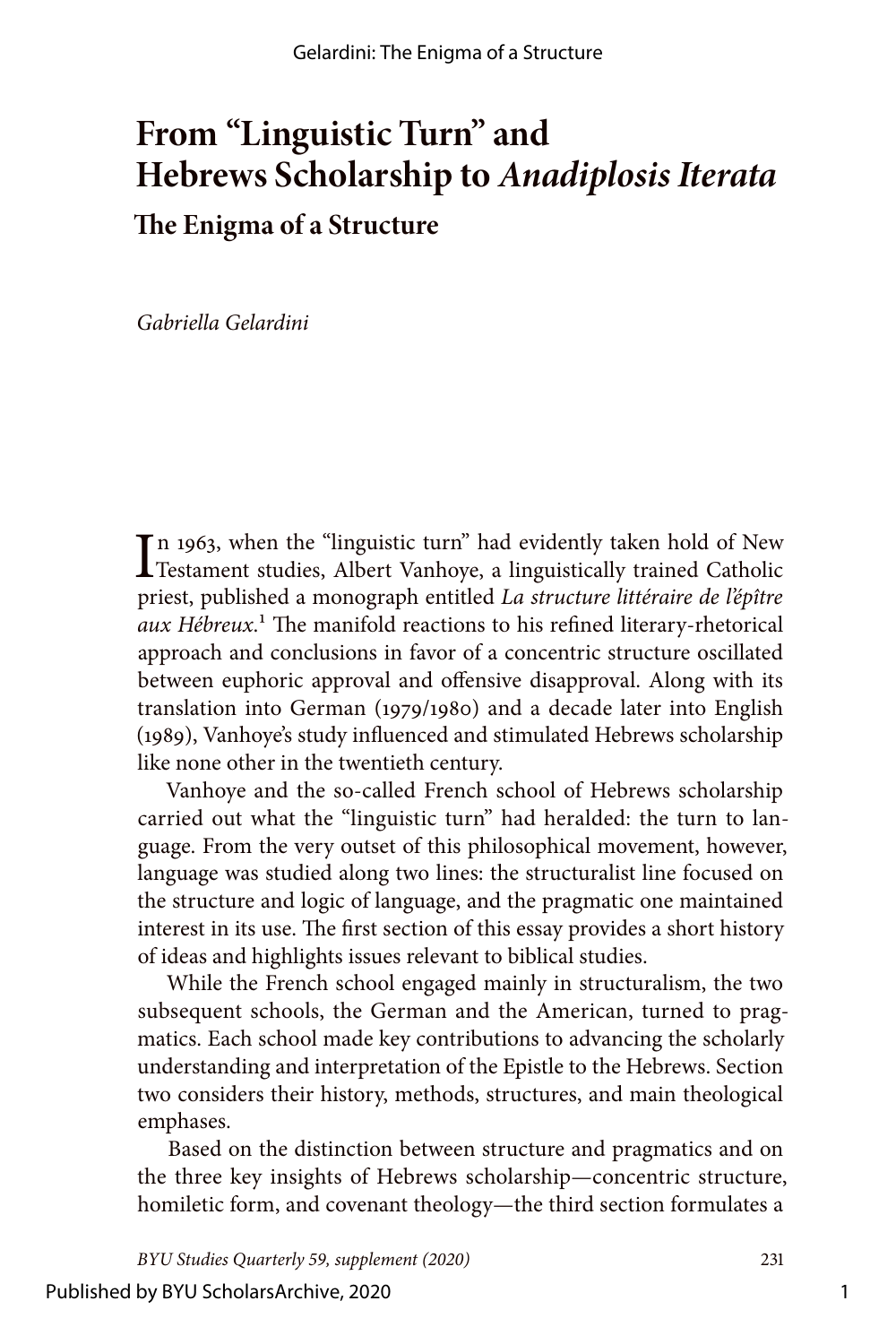# From "Linguistic Turn" and Hebrews Scholarship to *Anadiplosis Iterata*

## The Enigma of a Structure

*Gabriella Gelardini*

In 1963, when the "linguistic turn" had evidently taken hold of New Testament studies, Albert Vanhoye, a linguistically trained Catholic priest, published a monograph entitled *La structure littéraire de l'épître aux Hébreux*.[1] The manifold reactions to his refined literary-rhetorical approach and conclusions in favor of a concentric structure oscillated between euphoric approval and offensive disapproval. Along with its translation into German (1979/1980) and a decade later into English (1989), Vanhoye's study influenced and stimulated Hebrews scholarship like none other in the twentieth century.

Vanhoye and the so-called French school of Hebrews scholarship carried out what the "linguistic turn" had heralded: the turn to language. From the very outset of this philosophical movement, however, language was studied along two lines: the structuralist line focused on the structure and logic of language, and the pragmatic one maintained interest in its use. The first section of this essay provides a short history of ideas and highlights issues relevant to biblical studies.

While the French school engaged mainly in structuralism, the two subsequent schools, the German and the American, turned to pragmatics. Each school made key contributions to advancing the scholarly understanding and interpretation of the Epistle to the Hebrews. Section two considers their history, methods, structures, and main theological emphases.

Based on the distinction between structure and pragmatics and on the three key insights of Hebrews scholarship—concentric structure, homiletic form, and covenant theology—the third section formulates a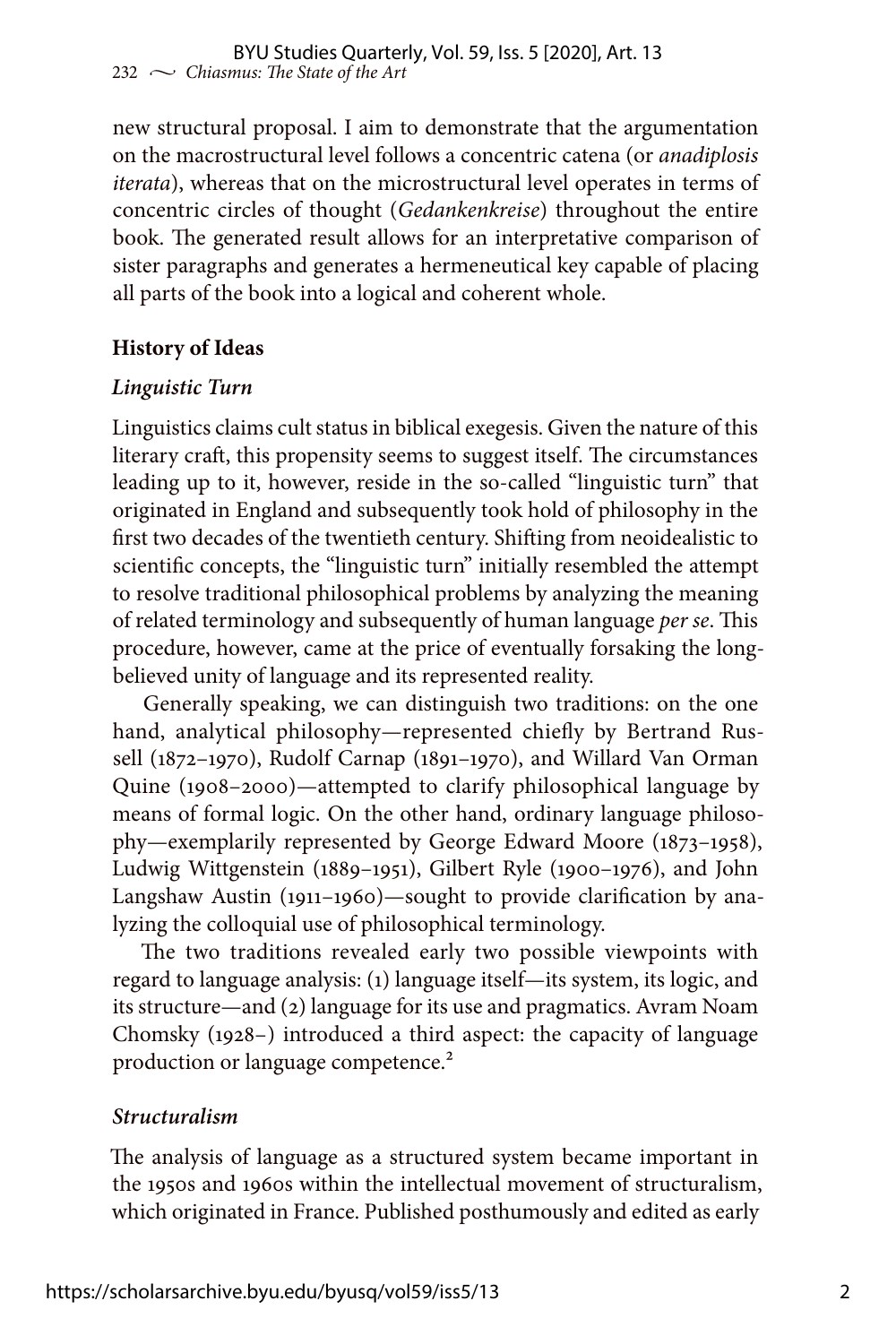new structural proposal. I aim to demonstrate that the argumentation on the macrostructural level follows a concentric catena (or *anadiplosis iterata*), whereas that on the microstructural level operates in terms of concentric circles of thought (*Gedankenkreise*) throughout the entire book. The generated result allows for an interpretative comparison of sister paragraphs and generates a hermeneutical key capable of placing all parts of the book into a logical and coherent whole.

## History of Ideas

### *Linguistic Turn*

Linguistics claims cult status in biblical exegesis. Given the nature of this literary craft, this propensity seems to suggest itself. The circumstances leading up to it, however, reside in the so-called "linguistic turn" that originated in England and subsequently took hold of philosophy in the first two decades of the twentieth century. Shifting from neoidealistic to scientific concepts, the "linguistic turn" initially resembled the attempt to resolve traditional philosophical problems by analyzing the meaning of related terminology and subsequently of human language *per se*. This procedure, however, came at the price of eventually forsaking the long-believed unity of language and its represented reality.

Generally speaking, we can distinguish two traditions: on the one hand, analytical philosophy—represented chiefly by Bertrand Russell (1872–1970), Rudolf Carnap (1891–1970), and Willard Van Orman Quine (1908–2000)—attempted to clarify philosophical language by means of formal logic. On the other hand, ordinary language philosophy—exemplarily represented by George Edward Moore (1873–1958), Ludwig Wittgenstein (1889–1951), Gilbert Ryle (1900–1976), and John Langshaw Austin (1911–1960)—sought to provide clarification by analyzing the colloquial use of philosophical terminology.

The two traditions revealed early two possible viewpoints with regard to language analysis: (1) language itself—its system, its logic, and its structure—and (2) language for its use and pragmatics. Avram Noam Chomsky (1928–) introduced a third aspect: the capacity of language production or language competence.[2]

### *Structuralism*

The analysis of language as a structured system became important in the 1950s and 1960s within the intellectual movement of structuralism, which originated in France. Published posthumously and edited as early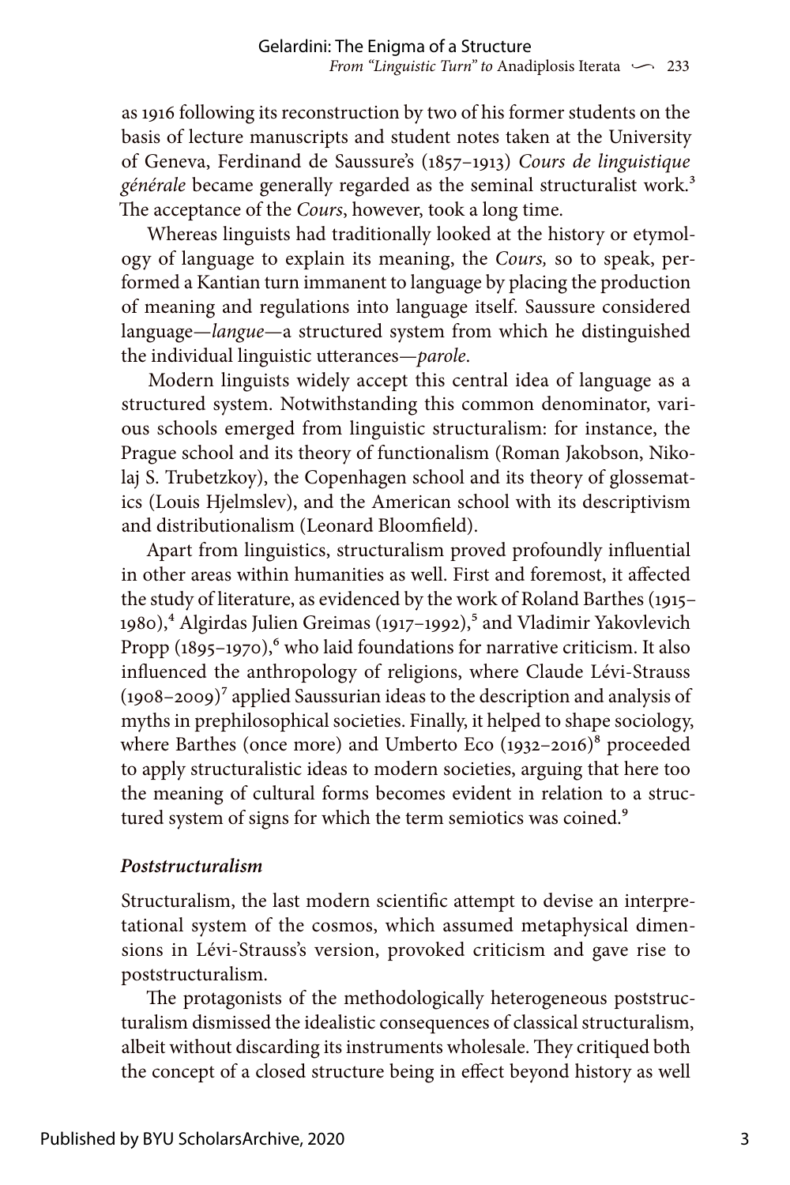as 1916 following its reconstruction by two of his former students on the basis of lecture manuscripts and student notes taken at the University of Geneva, Ferdinand de Saussure's (1857–1913) *Cours de linguistique générale* became generally regarded as the seminal structuralist work.[3] The acceptance of the *Cours*, however, took a long time.

Whereas linguists had traditionally looked at the history or etymology of language to explain its meaning, the *Cours,* so to speak, performed a Kantian turn immanent to language by placing the production of meaning and regulations into language itself. Saussure considered language—*langue*—a structured system from which he distinguished the individual linguistic utterances—*parole*.

Modern linguists widely accept this central idea of language as a structured system. Notwithstanding this common denominator, various schools emerged from linguistic structuralism: for instance, the Prague school and its theory of functionalism (Roman Jakobson, Nikolaj S. Trubetzkoy), the Copenhagen school and its theory of glossematics (Louis Hjelmslev), and the American school with its descriptivism and distributionalism (Leonard Bloomfield).

Apart from linguistics, structuralism proved profoundly influential in other areas within humanities as well. First and foremost, it affected the study of literature, as evidenced by the work of Roland Barthes (1915–1980),[4] Algirdas Julien Greimas (1917–1992),[5] and Vladimir Yakovlevich Propp (1895–1970),[6] who laid foundations for narrative criticism. It also influenced the anthropology of religions, where Claude Lévi-Strauss (1908–2009)[7] applied Saussurian ideas to the description and analysis of myths in prephilosophical societies. Finally, it helped to shape sociology, where Barthes (once more) and Umberto Eco (1932–2016)[8] proceeded to apply structuralistic ideas to modern societies, arguing that here too the meaning of cultural forms becomes evident in relation to a structured system of signs for which the term semiotics was coined.[9]

### *Poststructuralism*

Structuralism, the last modern scientific attempt to devise an interpretational system of the cosmos, which assumed metaphysical dimensions in Lévi-Strauss's version, provoked criticism and gave rise to poststructuralism.

The protagonists of the methodologically heterogeneous poststructuralism dismissed the idealistic consequences of classical structuralism, albeit without discarding its instruments wholesale. They critiqued both the concept of a closed structure being in effect beyond history as well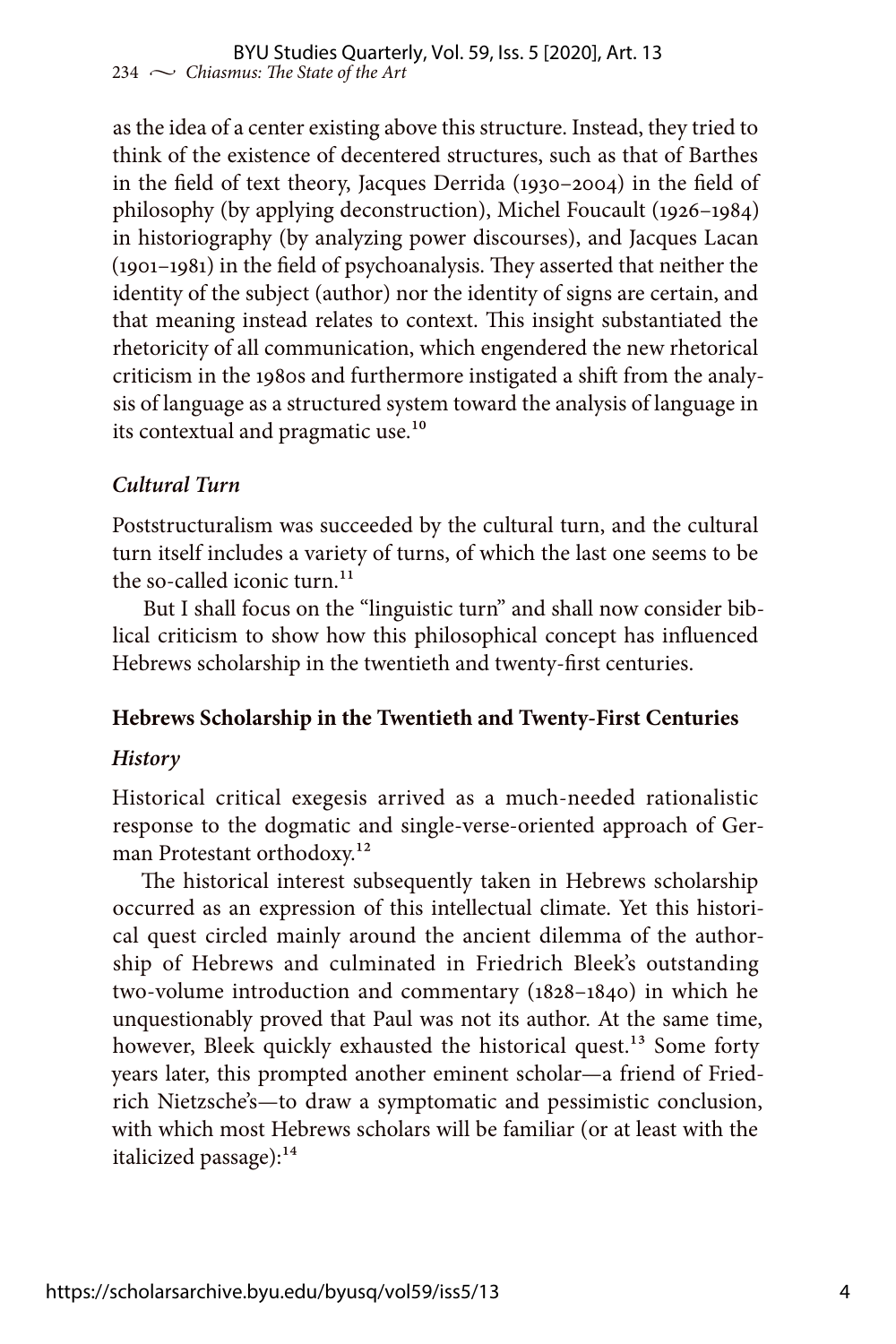as the idea of a center existing above this structure. Instead, they tried to think of the existence of decentered structures, such as that of Barthes in the field of text theory, Jacques Derrida (1930–2004) in the field of philosophy (by applying deconstruction), Michel Foucault (1926–1984) in historiography (by analyzing power discourses), and Jacques Lacan (1901–1981) in the field of psychoanalysis. They asserted that neither the identity of the subject (author) nor the identity of signs are certain, and that meaning instead relates to context. This insight substantiated the rhetoricity of all communication, which engendered the new rhetorical criticism in the 1980s and furthermore instigated a shift from the analysis of language as a structured system toward the analysis of language in its contextual and pragmatic use.[10]

### *Cultural Turn*

Poststructuralism was succeeded by the cultural turn, and the cultural turn itself includes a variety of turns, of which the last one seems to be the so-called iconic turn.[11]

But I shall focus on the "linguistic turn" and shall now consider biblical criticism to show how this philosophical concept has influenced Hebrews scholarship in the twentieth and twenty-first centuries.

## Hebrews Scholarship in the Twentieth and Twenty-First Centuries

### *History*

Historical critical exegesis arrived as a much-needed rationalistic response to the dogmatic and single-verse-oriented approach of German Protestant orthodoxy.[12]

The historical interest subsequently taken in Hebrews scholarship occurred as an expression of this intellectual climate. Yet this historical quest circled mainly around the ancient dilemma of the authorship of Hebrews and culminated in Friedrich Bleek's outstanding two-volume introduction and commentary (1828–1840) in which he unquestionably proved that Paul was not its author. At the same time, however, Bleek quickly exhausted the historical quest.[13] Some forty years later, this prompted another eminent scholar—a friend of Friedrich Nietzsche's—to draw a symptomatic and pessimistic conclusion, with which most Hebrews scholars will be familiar (or at least with the italicized passage):[14]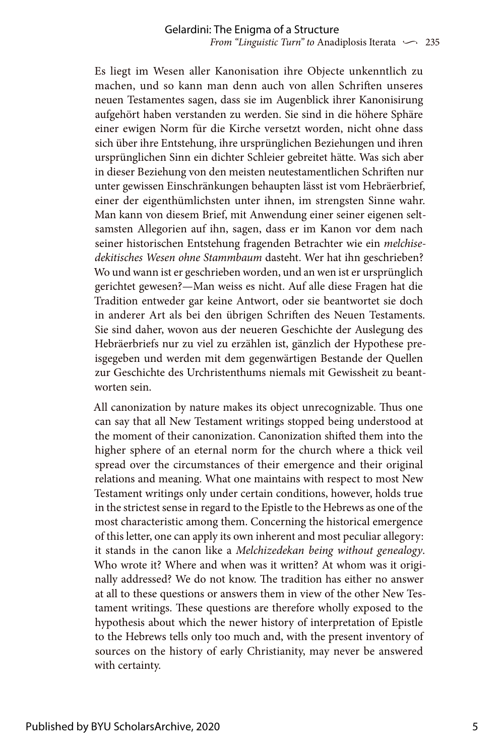Es liegt im Wesen aller Kanonisation ihre Objecte unkenntlich zu machen, und so kann man denn auch von allen Schriften unseres neuen Testamentes sagen, dass sie im Augenblick ihrer Kanonisirung aufgehört haben verstanden zu werden. Sie sind in die höhere Sphäre einer ewigen Norm für die Kirche versetzt worden, nicht ohne dass sich über ihre Entstehung, ihre ursprünglichen Beziehungen und ihren ursprünglichen Sinn ein dichter Schleier gebreitet hätte. Was sich aber in dieser Beziehung von den meisten neutestamentlichen Schriften nur unter gewissen Einschränkungen behaupten lässt ist vom Hebräerbrief, einer der eigenthümlichsten unter ihnen, im strengsten Sinne wahr. Man kann von diesem Brief, mit Anwendung einer seiner eigenen seltsamsten Allegorien auf ihn, sagen, dass er im Kanon vor dem nach seiner historischen Entstehung fragenden Betrachter wie ein *melchisedekitisches Wesen ohne Stammbaum* dasteht. Wer hat ihn geschrieben? Wo und wann ist er geschrieben worden, und an wen ist er ursprünglich gerichtet gewesen?—Man weiss es nicht. Auf alle diese Fragen hat die Tradition entweder gar keine Antwort, oder sie beantwortet sie doch in anderer Art als bei den übrigen Schriften des Neuen Testaments. Sie sind daher, wovon aus der neueren Geschichte der Auslegung des Hebräerbriefs nur zu viel zu erzählen ist, gänzlich der Hypothese preisgegeben und werden mit dem gegenwärtigen Bestande der Quellen zur Geschichte des Urchristenthums niemals mit Gewissheit zu beantworten sein.

All canonization by nature makes its object unrecognizable. Thus one can say that all New Testament writings stopped being understood at the moment of their canonization. Canonization shifted them into the higher sphere of an eternal norm for the church where a thick veil spread over the circumstances of their emergence and their original relations and meaning. What one maintains with respect to most New Testament writings only under certain conditions, however, holds true in the strictest sense in regard to the Epistle to the Hebrews as one of the most characteristic among them. Concerning the historical emergence of this letter, one can apply its own inherent and most peculiar allegory: it stands in the canon like a *Melchizedekan being without genealogy*. Who wrote it? Where and when was it written? At whom was it originally addressed? We do not know. The tradition has either no answer at all to these questions or answers them in view of the other New Testament writings. These questions are therefore wholly exposed to the hypothesis about which the newer history of interpretation of Epistle to the Hebrews tells only too much and, with the present inventory of sources on the history of early Christianity, may never be answered with certainty.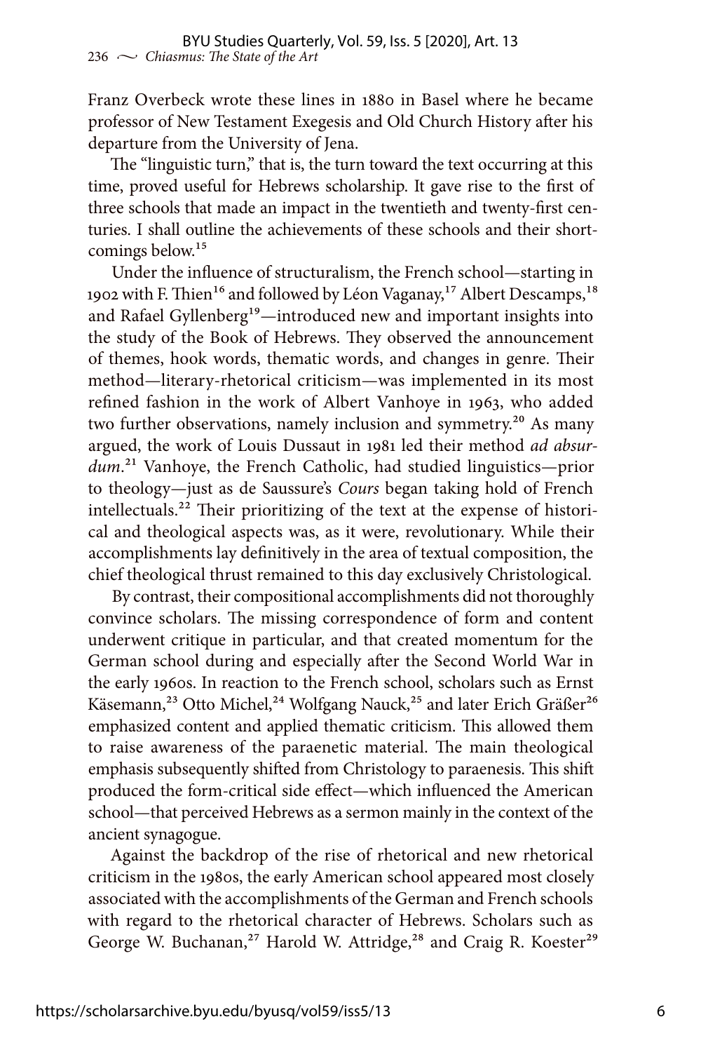Franz Overbeck wrote these lines in 1880 in Basel where he became professor of New Testament Exegesis and Old Church History after his departure from the University of Jena.

The "linguistic turn," that is, the turn toward the text occurring at this time, proved useful for Hebrews scholarship. It gave rise to the first of three schools that made an impact in the twentieth and twenty-first centuries. I shall outline the achievements of these schools and their shortcomings below.[15]

Under the influence of structuralism, the French school—starting in 1902 with F. Thien[16] and followed by Léon Vaganay,[17] Albert Descamps,[18] and Rafael Gyllenberg[19]—introduced new and important insights into the study of the Book of Hebrews. They observed the announcement of themes, hook words, thematic words, and changes in genre. Their method—literary-rhetorical criticism—was implemented in its most refined fashion in the work of Albert Vanhoye in 1963, who added two further observations, namely inclusion and symmetry.[20] As many argued, the work of Louis Dussaut in 1981 led their method *ad absurdum*.[21] Vanhoye, the French Catholic, had studied linguistics—prior to theology—just as de Saussure's *Cours* began taking hold of French intellectuals.[22] Their prioritizing of the text at the expense of historical and theological aspects was, as it were, revolutionary. While their accomplishments lay definitively in the area of textual composition, the chief theological thrust remained to this day exclusively Christological.

By contrast, their compositional accomplishments did not thoroughly convince scholars. The missing correspondence of form and content underwent critique in particular, and that created momentum for the German school during and especially after the Second World War in the early 1960s. In reaction to the French school, scholars such as Ernst Käsemann,[23] Otto Michel,[24] Wolfgang Nauck,[25] and later Erich Gräßer[26] emphasized content and applied thematic criticism. This allowed them to raise awareness of the paraenetic material. The main theological emphasis subsequently shifted from Christology to paraenesis. This shift produced the form-critical side effect—which influenced the American school—that perceived Hebrews as a sermon mainly in the context of the ancient synagogue.

Against the backdrop of the rise of rhetorical and new rhetorical criticism in the 1980s, the early American school appeared most closely associated with the accomplishments of the German and French schools with regard to the rhetorical character of Hebrews. Scholars such as George W. Buchanan,[27] Harold W. Attridge,[28] and Craig R. Koester[29]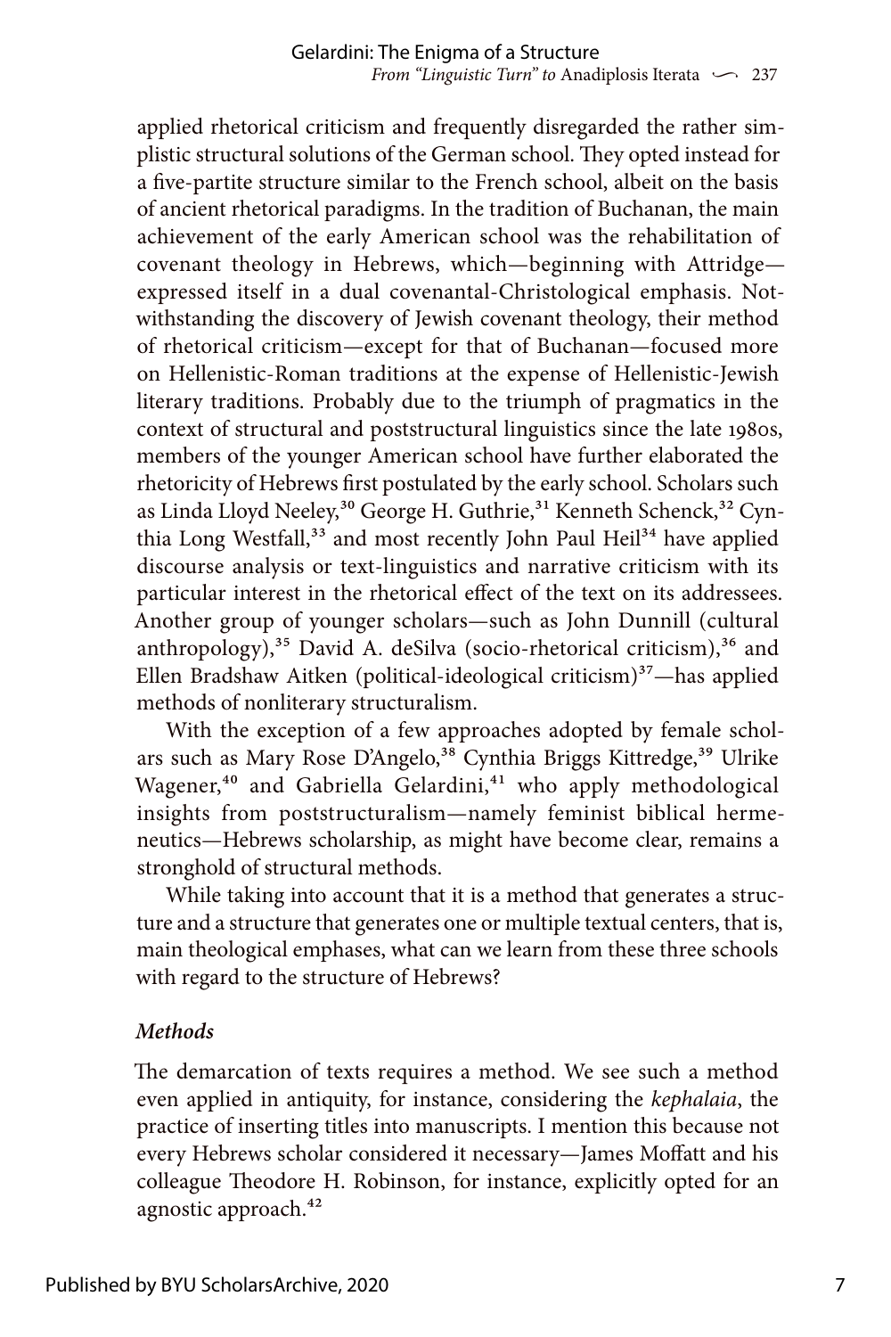applied rhetorical criticism and frequently disregarded the rather simplistic structural solutions of the German school. They opted instead for a five-partite structure similar to the French school, albeit on the basis of ancient rhetorical paradigms. In the tradition of Buchanan, the main achievement of the early American school was the rehabilitation of covenant theology in Hebrews, which—beginning with Attridge—expressed itself in a dual covenantal-Christological emphasis. Notwithstanding the discovery of Jewish covenant theology, their method of rhetorical criticism—except for that of Buchanan—focused more on Hellenistic-Roman traditions at the expense of Hellenistic-Jewish literary traditions. Probably due to the triumph of pragmatics in the context of structural and poststructural linguistics since the late 1980s, members of the younger American school have further elaborated the rhetoricity of Hebrews first postulated by the early school. Scholars such as Linda Lloyd Neeley,[30] George H. Guthrie,[31] Kenneth Schenck,[32] Cynthia Long Westfall,[33] and most recently John Paul Heil[34] have applied discourse analysis or text-linguistics and narrative criticism with its particular interest in the rhetorical effect of the text on its addressees. Another group of younger scholars—such as John Dunnill (cultural anthropology),[35] David A. deSilva (socio-rhetorical criticism),[36] and Ellen Bradshaw Aitken (political-ideological criticism)[37]—has applied methods of nonliterary structuralism.

With the exception of a few approaches adopted by female scholars such as Mary Rose D'Angelo,[38] Cynthia Briggs Kittredge,[39] Ulrike Wagener,[40] and Gabriella Gelardini,[41] who apply methodological insights from poststructuralism—namely feminist biblical hermeneutics—Hebrews scholarship, as might have become clear, remains a stronghold of structural methods.

While taking into account that it is a method that generates a structure and a structure that generates one or multiple textual centers, that is, main theological emphases, what can we learn from these three schools with regard to the structure of Hebrews?

### *Methods*

The demarcation of texts requires a method. We see such a method even applied in antiquity, for instance, considering the *kephalaia*, the practice of inserting titles into manuscripts. I mention this because not every Hebrews scholar considered it necessary—James Moffatt and his colleague Theodore H. Robinson, for instance, explicitly opted for an agnostic approach.[42]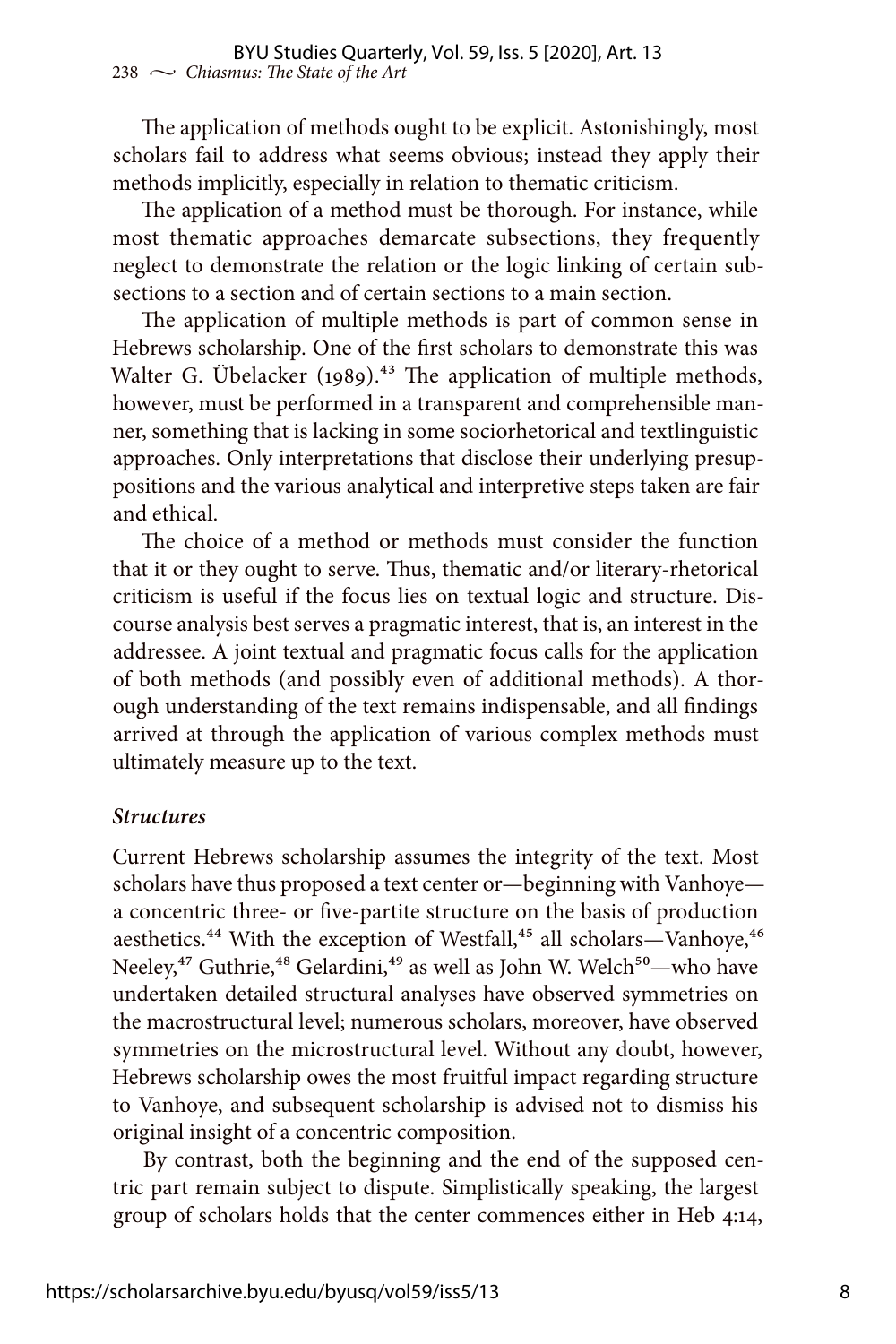The application of methods ought to be explicit. Astonishingly, most scholars fail to address what seems obvious; instead they apply their methods implicitly, especially in relation to thematic criticism.

The application of a method must be thorough. For instance, while most thematic approaches demarcate subsections, they frequently neglect to demonstrate the relation or the logic linking of certain subsections to a section and of certain sections to a main section.

The application of multiple methods is part of common sense in Hebrews scholarship. One of the first scholars to demonstrate this was Walter G. Übelacker (1989).[43] The application of multiple methods, however, must be performed in a transparent and comprehensible manner, something that is lacking in some sociorhetorical and textlinguistic approaches. Only interpretations that disclose their underlying presuppositions and the various analytical and interpretive steps taken are fair and ethical.

The choice of a method or methods must consider the function that it or they ought to serve. Thus, thematic and/or literary-rhetorical criticism is useful if the focus lies on textual logic and structure. Discourse analysis best serves a pragmatic interest, that is, an interest in the addressee. A joint textual and pragmatic focus calls for the application of both methods (and possibly even of additional methods). A thorough understanding of the text remains indispensable, and all findings arrived at through the application of various complex methods must ultimately measure up to the text.

### *Structures*

Current Hebrews scholarship assumes the integrity of the text. Most scholars have thus proposed a text center or—beginning with Vanhoye—a concentric three- or five-partite structure on the basis of production aesthetics.[44] With the exception of Westfall,[45] all scholars—Vanhoye,[46] Neeley,[47] Guthrie,[48] Gelardini,[49] as well as John W. Welch[50]—who have undertaken detailed structural analyses have observed symmetries on the macrostructural level; numerous scholars, moreover, have observed symmetries on the microstructural level. Without any doubt, however, Hebrews scholarship owes the most fruitful impact regarding structure to Vanhoye, and subsequent scholarship is advised not to dismiss his original insight of a concentric composition.

By contrast, both the beginning and the end of the supposed centric part remain subject to dispute. Simplistically speaking, the largest group of scholars holds that the center commences either in Heb 4:14,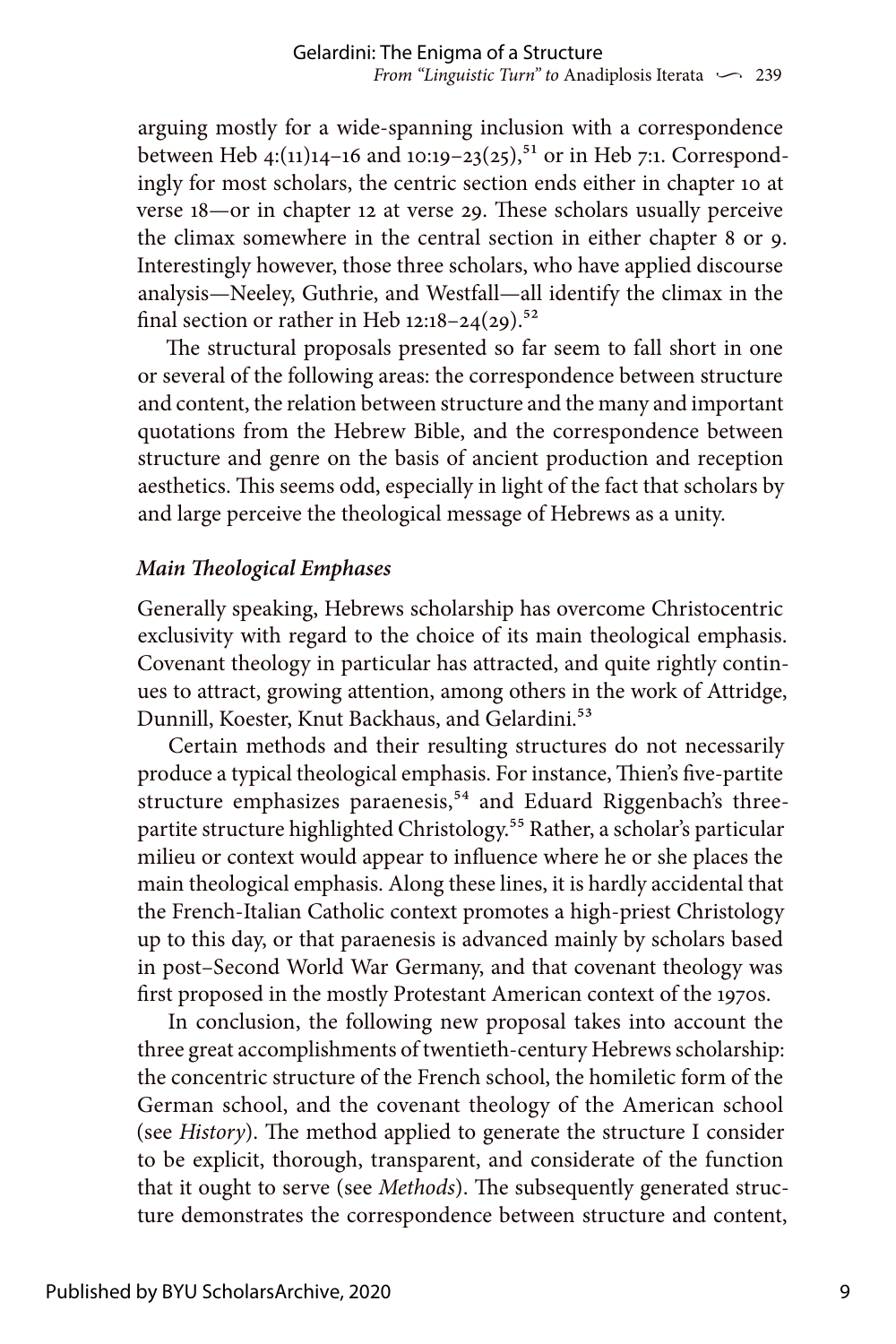arguing mostly for a wide-spanning inclusion with a correspondence between Heb 4:(11)14–16 and 10:19–23(25),[51] or in Heb 7:1. Correspondingly for most scholars, the centric section ends either in chapter 10 at verse 18—or in chapter 12 at verse 29. These scholars usually perceive the climax somewhere in the central section in either chapter 8 or 9. Interestingly however, those three scholars, who have applied discourse analysis—Neeley, Guthrie, and Westfall—all identify the climax in the final section or rather in Heb 12:18–24(29).[52]

The structural proposals presented so far seem to fall short in one or several of the following areas: the correspondence between structure and content, the relation between structure and the many and important quotations from the Hebrew Bible, and the correspondence between structure and genre on the basis of ancient production and reception aesthetics. This seems odd, especially in light of the fact that scholars by and large perceive the theological message of Hebrews as a unity.

### *Main Theological Emphases*

Generally speaking, Hebrews scholarship has overcome Christocentric exclusivity with regard to the choice of its main theological emphasis. Covenant theology in particular has attracted, and quite rightly continues to attract, growing attention, among others in the work of Attridge, Dunnill, Koester, Knut Backhaus, and Gelardini.[53]

Certain methods and their resulting structures do not necessarily produce a typical theological emphasis. For instance, Thien's five-partite structure emphasizes paraenesis,[54] and Eduard Riggenbach's three-partite structure highlighted Christology.[55] Rather, a scholar's particular milieu or context would appear to influence where he or she places the main theological emphasis. Along these lines, it is hardly accidental that the French-Italian Catholic context promotes a high-priest Christology up to this day, or that paraenesis is advanced mainly by scholars based in post–Second World War Germany, and that covenant theology was first proposed in the mostly Protestant American context of the 1970s.

In conclusion, the following new proposal takes into account the three great accomplishments of twentieth-century Hebrews scholarship: the concentric structure of the French school, the homiletic form of the German school, and the covenant theology of the American school (see *History*). The method applied to generate the structure I consider to be explicit, thorough, transparent, and considerate of the function that it ought to serve (see *Methods*). The subsequently generated structure demonstrates the correspondence between structure and content,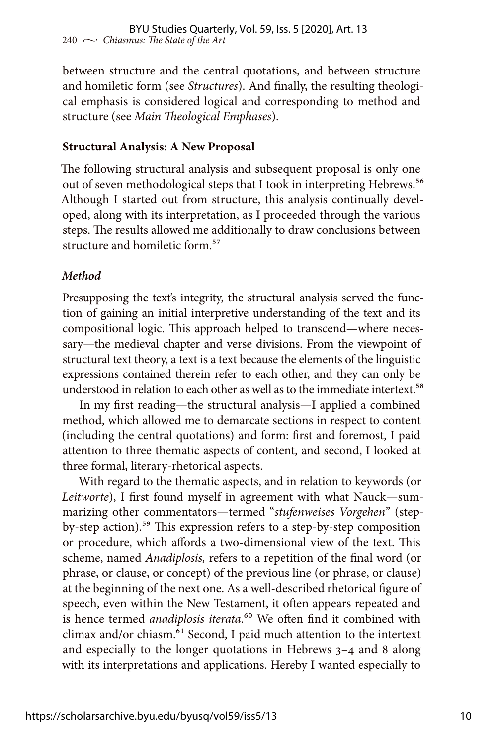between structure and the central quotations, and between structure and homiletic form (see *Structures*). And finally, the resulting theological emphasis is considered logical and corresponding to method and structure (see *Main Theological Emphases*).

### Structural Analysis: A New Proposal

The following structural analysis and subsequent proposal is only one out of seven methodological steps that I took in interpreting Hebrews.[56] Although I started out from structure, this analysis continually developed, along with its interpretation, as I proceeded through the various steps. The results allowed me additionally to draw conclusions between structure and homiletic form.[57]

#### *Method*

Presupposing the text's integrity, the structural analysis served the function of gaining an initial interpretive understanding of the text and its compositional logic. This approach helped to transcend—where necessary—the medieval chapter and verse divisions. From the viewpoint of structural text theory, a text is a text because the elements of the linguistic expressions contained therein refer to each other, and they can only be understood in relation to each other as well as to the immediate intertext.[58]

In my first reading—the structural analysis—I applied a combined method, which allowed me to demarcate sections in respect to content (including the central quotations) and form: first and foremost, I paid attention to three thematic aspects of content, and second, I looked at three formal, literary-rhetorical aspects.

With regard to the thematic aspects, and in relation to keywords (or *Leitworte*), I first found myself in agreement with what Nauck—summarizing other commentators—termed "*stufenweises Vorgehen*" (step-by-step action).[59] This expression refers to a step-by-step composition or procedure, which affords a two-dimensional view of the text. This scheme, named *Anadiplosis,* refers to a repetition of the final word (or phrase, or clause, or concept) of the previous line (or phrase, or clause) at the beginning of the next one. As a well-described rhetorical figure of speech, even within the New Testament, it often appears repeated and is hence termed *anadiplosis iterata*.[60] We often find it combined with climax and/or chiasm.[61] Second, I paid much attention to the intertext and especially to the longer quotations in Hebrews 3–4 and 8 along with its interpretations and applications. Hereby I wanted especially to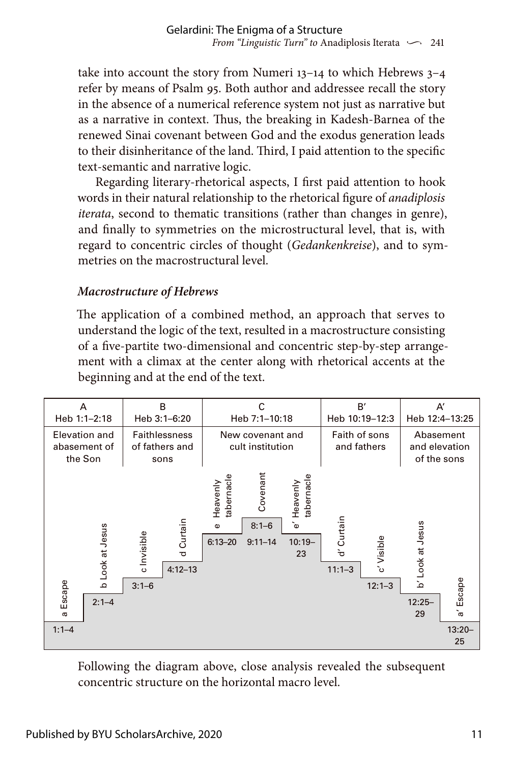take into account the story from Numeri 13–14 to which Hebrews 3–4 refer by means of Psalm 95. Both author and addressee recall the story in the absence of a numerical reference system not just as narrative but as a narrative in context. Thus, the breaking in Kadesh-Barnea of the renewed Sinai covenant between God and the exodus generation leads to their disinheritance of the land. Third, I paid attention to the specific text-semantic and narrative logic.

Regarding literary-rhetorical aspects, I first paid attention to hook words in their natural relationship to the rhetorical figure of *anadiplosis iterata*, second to thematic transitions (rather than changes in genre), and finally to symmetries on the microstructural level, that is, with regard to concentric circles of thought (*Gedankenkreise*), and to symmetries on the macrostructural level.

### *Macrostructure of Hebrews*

The application of a combined method, an approach that serves to understand the logic of the text, resulted in a macrostructure consisting of a five-partite two-dimensional and concentric step-by-step arrangement with a climax at the center along with rhetorical accents at the beginning and at the end of the text.

| A<br>Heb 1:1–2:18 | B<br>Heb 3:1–6:20 | C<br>Heb 7:1–10:18 | B′<br>Heb 10:19–12:3 | A′<br>Heb 12:4–13:25 |
|---|---|---|---|---|
| Elevation and abasement of the Son | Faithlessness of fathers and sons | New covenant and cult institution | Faith of sons and fathers | Abasement and elevation of the sons |
| a Escape 1:1–4; b Look at Jesus 2:1–4 | c Invisible 3:1–6; d Curtain 4:12–13 | e Heavenly tabernacle 6:13–20; Covenant 8:1–6, 9:11–14; e′ Heavenly tabernacle 10:19–23 | d′ Curtain 11:1–3; c′ Visible 12:1–3 | b′ Look at Jesus 12:25–29; a′ Escape 13:20–25 |

Following the diagram above, close analysis revealed the subsequent concentric structure on the horizontal macro level.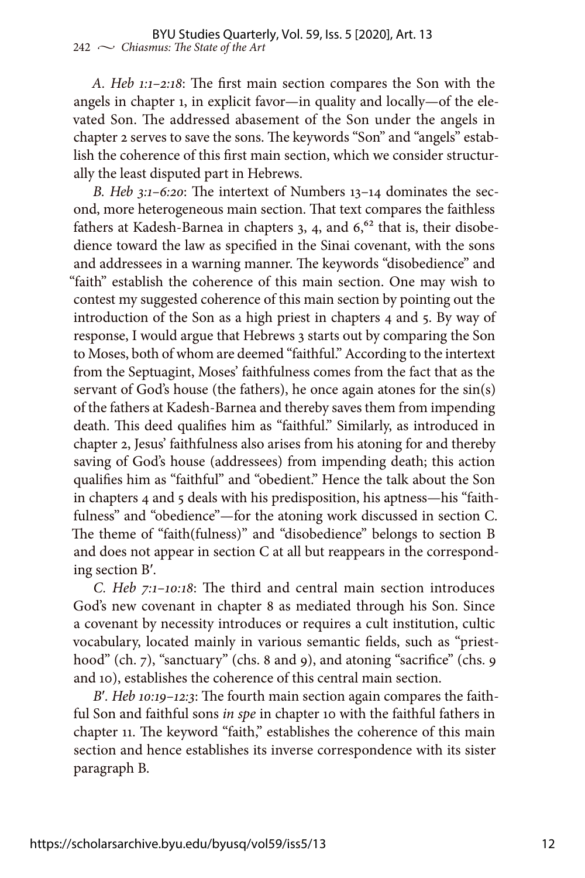*A. Heb 1:1–2:18*: The first main section compares the Son with the angels in chapter 1, in explicit favor—in quality and locally—of the elevated Son. The addressed abasement of the Son under the angels in chapter 2 serves to save the sons. The keywords "Son" and "angels" establish the coherence of this first main section, which we consider structurally the least disputed part in Hebrews.

*B. Heb 3:1–6:20*: The intertext of Numbers 13–14 dominates the second, more heterogeneous main section. That text compares the faithless fathers at Kadesh-Barnea in chapters 3, 4, and 6,[62] that is, their disobedience toward the law as specified in the Sinai covenant, with the sons and addressees in a warning manner. The keywords "disobedience" and "faith" establish the coherence of this main section. One may wish to contest my suggested coherence of this main section by pointing out the introduction of the Son as a high priest in chapters 4 and 5. By way of response, I would argue that Hebrews 3 starts out by comparing the Son to Moses, both of whom are deemed "faithful." According to the intertext from the Septuagint, Moses' faithfulness comes from the fact that as the servant of God's house (the fathers), he once again atones for the sin(s) of the fathers at Kadesh-Barnea and thereby saves them from impending death. This deed qualifies him as "faithful." Similarly, as introduced in chapter 2, Jesus' faithfulness also arises from his atoning for and thereby saving of God's house (addressees) from impending death; this action qualifies him as "faithful" and "obedient." Hence the talk about the Son in chapters 4 and 5 deals with his predisposition, his aptness—his "faithfulness" and "obedience"—for the atoning work discussed in section C. The theme of "faith(fulness)" and "disobedience" belongs to section B and does not appear in section C at all but reappears in the corresponding section B′.

*C. Heb 7:1–10:18*: The third and central main section introduces God's new covenant in chapter 8 as mediated through his Son. Since a covenant by necessity introduces or requires a cult institution, cultic vocabulary, located mainly in various semantic fields, such as "priesthood" (ch. 7), "sanctuary" (chs. 8 and 9), and atoning "sacrifice" (chs. 9 and 10), establishes the coherence of this central main section.

*B′. Heb 10:19–12:3*: The fourth main section again compares the faithful Son and faithful sons *in spe* in chapter 10 with the faithful fathers in chapter 11. The keyword "faith," establishes the coherence of this main section and hence establishes its inverse correspondence with its sister paragraph B.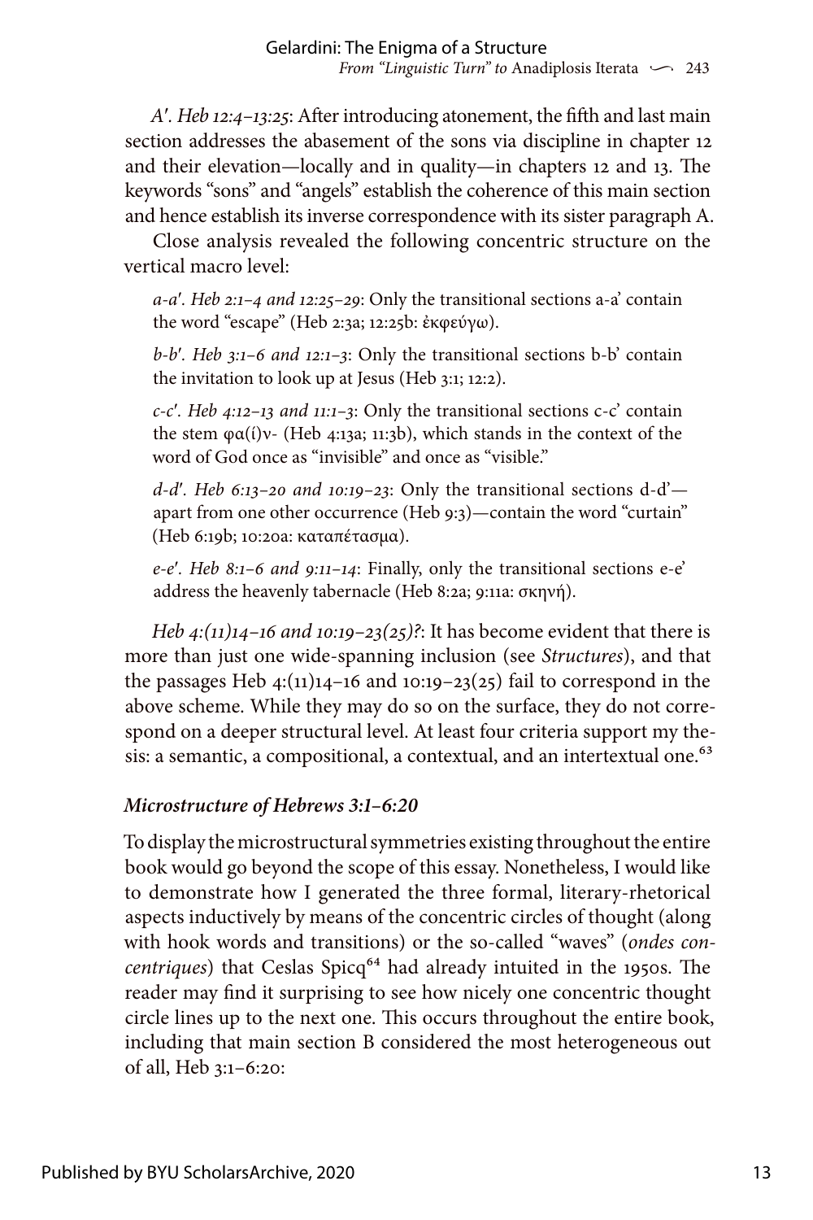*A′. Heb 12:4–13:25*: After introducing atonement, the fifth and last main section addresses the abasement of the sons via discipline in chapter 12 and their elevation—locally and in quality—in chapters 12 and 13. The keywords "sons" and "angels" establish the coherence of this main section and hence establish its inverse correspondence with its sister paragraph A.

Close analysis revealed the following concentric structure on the vertical macro level:

> *a-a′. Heb 2:1–4 and 12:25–29*: Only the transitional sections a-a' contain the word "escape" (Heb 2:3a; 12:25b: ἐκφεύγω).
>
> *b-b′. Heb 3:1–6 and 12:1–3*: Only the transitional sections b-b' contain the invitation to look up at Jesus (Heb 3:1; 12:2).
>
> *c-c′. Heb 4:12–13 and 11:1–3*: Only the transitional sections c-c' contain the stem φα(ί)ν- (Heb 4:13a; 11:3b), which stands in the context of the word of God once as "invisible" and once as "visible."
>
> *d-d′. Heb 6:13–20 and 10:19–23*: Only the transitional sections d-d'—apart from one other occurrence (Heb 9:3)—contain the word "curtain" (Heb 6:19b; 10:20a: καταπέτασμα).
>
> *e-e′. Heb 8:1–6 and 9:11–14*: Finally, only the transitional sections e-e' address the heavenly tabernacle (Heb 8:2a; 9:11a: σκηνή).

*Heb 4:(11)14–16 and 10:19–23(25)?*: It has become evident that there is more than just one wide-spanning inclusion (see *Structures*), and that the passages Heb 4:(11)14–16 and 10:19–23(25) fail to correspond in the above scheme. While they may do so on the surface, they do not correspond on a deeper structural level. At least four criteria support my thesis: a semantic, a compositional, a contextual, and an intertextual one.[63]

### *Microstructure of Hebrews 3:1–6:20*

To display the microstructural symmetries existing throughout the entire book would go beyond the scope of this essay. Nonetheless, I would like to demonstrate how I generated the three formal, literary-rhetorical aspects inductively by means of the concentric circles of thought (along with hook words and transitions) or the so-called "waves" (*ondes concentriques*) that Ceslas Spicq[64] had already intuited in the 1950s. The reader may find it surprising to see how nicely one concentric thought circle lines up to the next one. This occurs throughout the entire book, including that main section B considered the most heterogeneous out of all, Heb 3:1–6:20: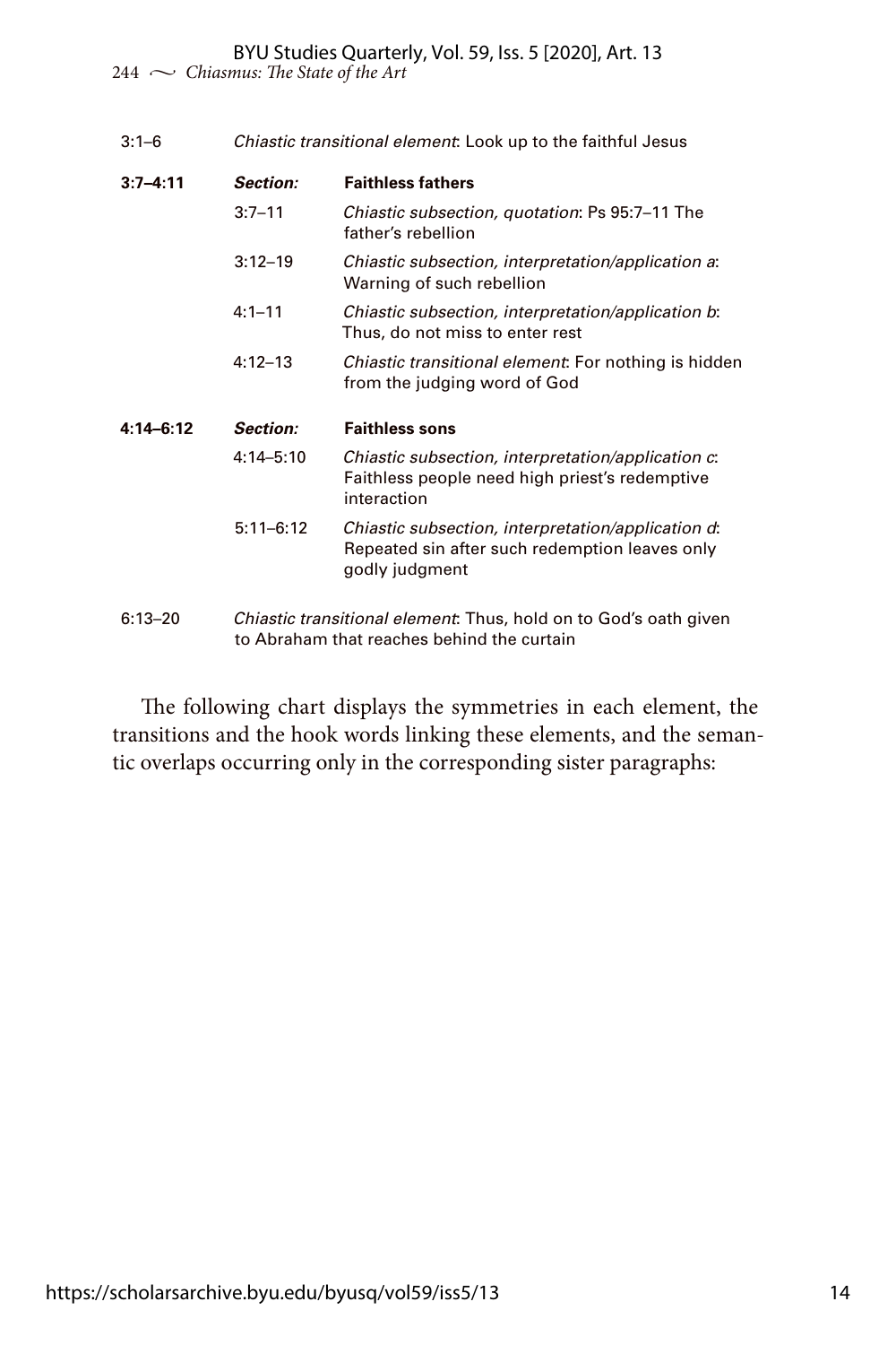| | | |
|---|---|---|
| 3:1–6 | *Chiastic transitional element*: Look up to the faithful Jesus | |
| **3:7–4:11** | ***Section:*** | **Faithless fathers** |
| | 3:7–11 | *Chiastic subsection, quotation*: Ps 95:7–11 The father's rebellion |
| | 3:12–19 | *Chiastic subsection, interpretation/application a*: Warning of such rebellion |
| | 4:1–11 | *Chiastic subsection, interpretation/application b*: Thus, do not miss to enter rest |
| | 4:12–13 | *Chiastic transitional element*: For nothing is hidden from the judging word of God |
| **4:14–6:12** | ***Section:*** | **Faithless sons** |
| | 4:14–5:10 | *Chiastic subsection, interpretation/application c*: Faithless people need high priest's redemptive interaction |
| | 5:11–6:12 | *Chiastic subsection, interpretation/application d*: Repeated sin after such redemption leaves only godly judgment |
| 6:13–20 | *Chiastic transitional element*: Thus, hold on to God's oath given to Abraham that reaches behind the curtain | |

The following chart displays the symmetries in each element, the transitions and the hook words linking these elements, and the semantic overlaps occurring only in the corresponding sister paragraphs: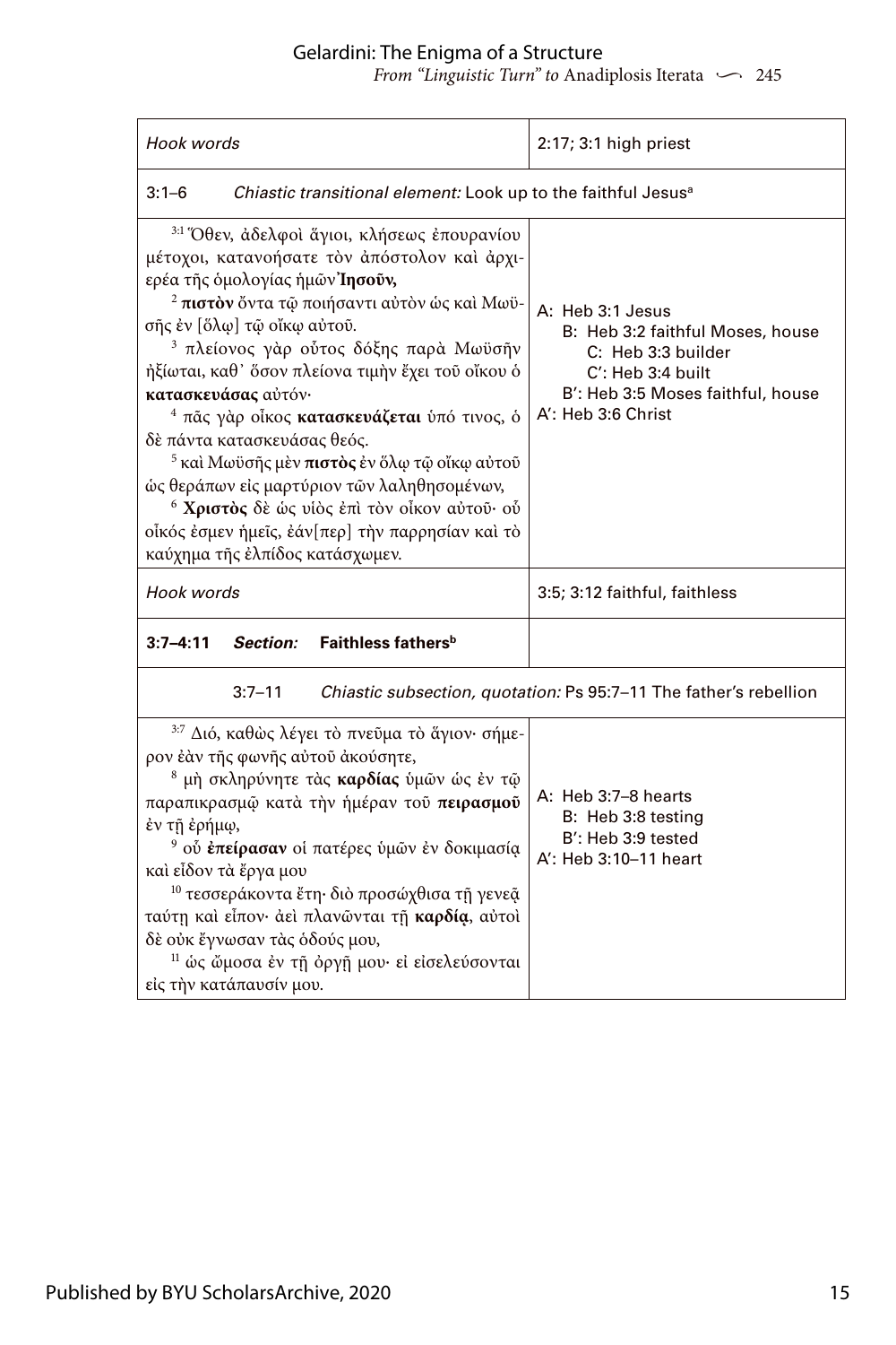| *Hook words* | 2:17; 3:1 high priest |
|---|---|
| 3:1–6 *Chiastic transitional element:* Look up to the faithful Jesus[a] | |
| [3:1] Ὅθεν, ἀδελφοὶ ἅγιοι, κλήσεως ἐπουρανίου μέτοχοι, κατανοήσατε τὸν ἀπόστολον καὶ ἀρχιερέα τῆς ὁμολογίας ἡμῶν **Ἰησοῦν,** [2] **πιστὸν** ὄντα τῷ ποιήσαντι αὐτὸν ὡς καὶ Μωϋσῆς ἐν [ὅλῳ] τῷ οἴκῳ αὐτοῦ. [3] πλείονος γὰρ οὗτος δόξης παρὰ Μωϋσῆν ἠξίωται, καθ᾽ ὅσον πλείονα τιμὴν ἔχει τοῦ οἴκου ὁ **κατασκευάσας** αὐτόν· [4] πᾶς γὰρ οἶκος **κατασκευάζεται** ὑπό τινος, ὁ δὲ πάντα κατασκευάσας θεός. [5] καὶ Μωϋσῆς μὲν **πιστὸς** ἐν ὅλῳ τῷ οἴκῳ αὐτοῦ ὡς θεράπων εἰς μαρτύριον τῶν λαληθησομένων, [6] **Χριστὸς** δὲ ὡς υἱὸς ἐπὶ τὸν οἶκον αὐτοῦ· οὗ οἶκός ἐσμεν ἡμεῖς, ἐάν[περ] τὴν παρρησίαν καὶ τὸ καύχημα τῆς ἐλπίδος κατάσχωμεν. | A: Heb 3:1 Jesus<br>B: Heb 3:2 faithful Moses, house<br>C: Heb 3:3 builder<br>C′: Heb 3:4 built<br>B′: Heb 3:5 Moses faithful, house<br>A′: Heb 3:6 Christ |
| *Hook words* | 3:5; 3:12 faithful, faithless |
| **3:7–4:11** ***Section:*** **Faithless fathers**[b] | |
| 3:7–11 *Chiastic subsection, quotation:* Ps 95:7–11 The father's rebellion | |
| [3:7] Διό, καθὼς λέγει τὸ πνεῦμα τὸ ἅγιον· σήμερον ἐὰν τῆς φωνῆς αὐτοῦ ἀκούσητε, [8] μὴ σκληρύνητε τὰς **καρδίας** ὑμῶν ὡς ἐν τῷ παραπικρασμῷ κατὰ τὴν ἡμέραν τοῦ **πειρασμοῦ** ἐν τῇ ἐρήμῳ, [9] οὗ **ἐπείρασαν** οἱ πατέρες ὑμῶν ἐν δοκιμασίᾳ καὶ εἶδον τὰ ἔργα μου [10] τεσσεράκοντα ἔτη· διὸ προσώχθισα τῇ γενεᾷ ταύτῃ καὶ εἶπον· ἀεὶ πλανῶνται τῇ **καρδίᾳ**, αὐτοὶ δὲ οὐκ ἔγνωσαν τὰς ὁδούς μου, [11] ὡς ὤμοσα ἐν τῇ ὀργῇ μου· εἰ εἰσελεύσονται εἰς τὴν κατάπαυσίν μου. | A: Heb 3:7–8 hearts<br>B: Heb 3:8 testing<br>B′: Heb 3:9 tested<br>A′: Heb 3:10–11 heart |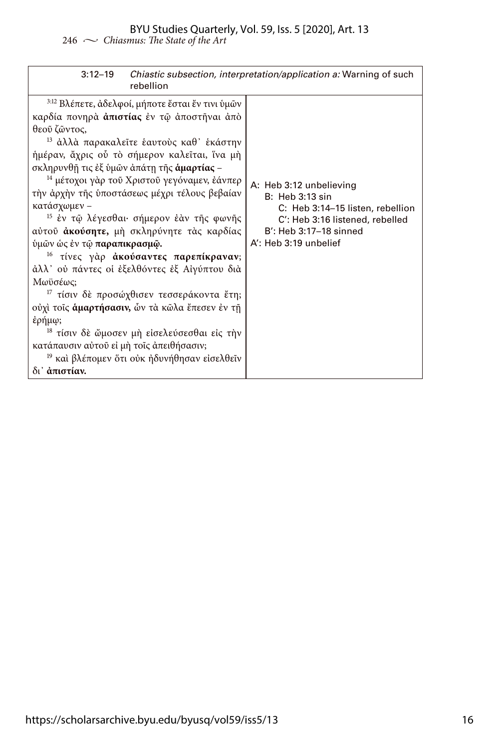| 3:12–19 | *Chiastic subsection, interpretation/application a:* Warning of such rebellion |
|---|---|
| [3:12] Βλέπετε, ἀδελφοί, μήποτε ἔσται ἔν τινι ὑμῶν καρδία πονηρὰ **ἀπιστίας** ἐν τῷ ἀποστῆναι ἀπὸ θεοῦ ζῶντος,<br>[13] ἀλλὰ παρακαλεῖτε ἑαυτοὺς καθ᾽ ἑκάστην ἡμέραν, ἄχρις οὗ τὸ σήμερον καλεῖται, ἵνα μὴ σκληρυνθῇ τις ἐξ ὑμῶν ἀπάτῃ τῆς **ἁμαρτίας** –<br>[14] μέτοχοι γὰρ τοῦ Χριστοῦ γεγόναμεν, ἐάνπερ τὴν ἀρχὴν τῆς ὑποστάσεως μέχρι τέλους βεβαίαν κατάσχωμεν –<br>[15] ἐν τῷ λέγεσθαι· σήμερον ἐὰν τῆς φωνῆς αὐτοῦ **ἀκούσητε,** μὴ σκληρύνητε τὰς καρδίας ὑμῶν ὡς ἐν τῷ **παραπικρασμῷ.**<br>[16] τίνες γὰρ **ἀκούσαντες παρεπίκραναν**; ἀλλ᾽ οὐ πάντες οἱ ἐξελθόντες ἐξ Αἰγύπτου διὰ Μωϋσέως;<br>[17] τίσιν δὲ προσώχθισεν τεσσεράκοντα ἔτη; οὐχὶ τοῖς **ἁμαρτήσασιν,** ὧν τὰ κῶλα ἔπεσεν ἐν τῇ ἐρήμῳ;<br>[18] τίσιν δὲ ὤμοσεν μὴ εἰσελεύσεσθαι εἰς τὴν κατάπαυσιν αὐτοῦ εἰ μὴ τοῖς ἀπειθήσασιν;<br>[19] καὶ βλέπομεν ὅτι οὐκ ἠδυνήθησαν εἰσελθεῖν δι᾽ **ἀπιστίαν.** | A: Heb 3:12 unbelieving<br>&nbsp;&nbsp;B: Heb 3:13 sin<br>&nbsp;&nbsp;&nbsp;&nbsp;C: Heb 3:14–15 listen, rebellion<br>&nbsp;&nbsp;&nbsp;&nbsp;C′: Heb 3:16 listened, rebelled<br>&nbsp;&nbsp;B′: Heb 3:17–18 sinned<br>A′: Heb 3:19 unbelief |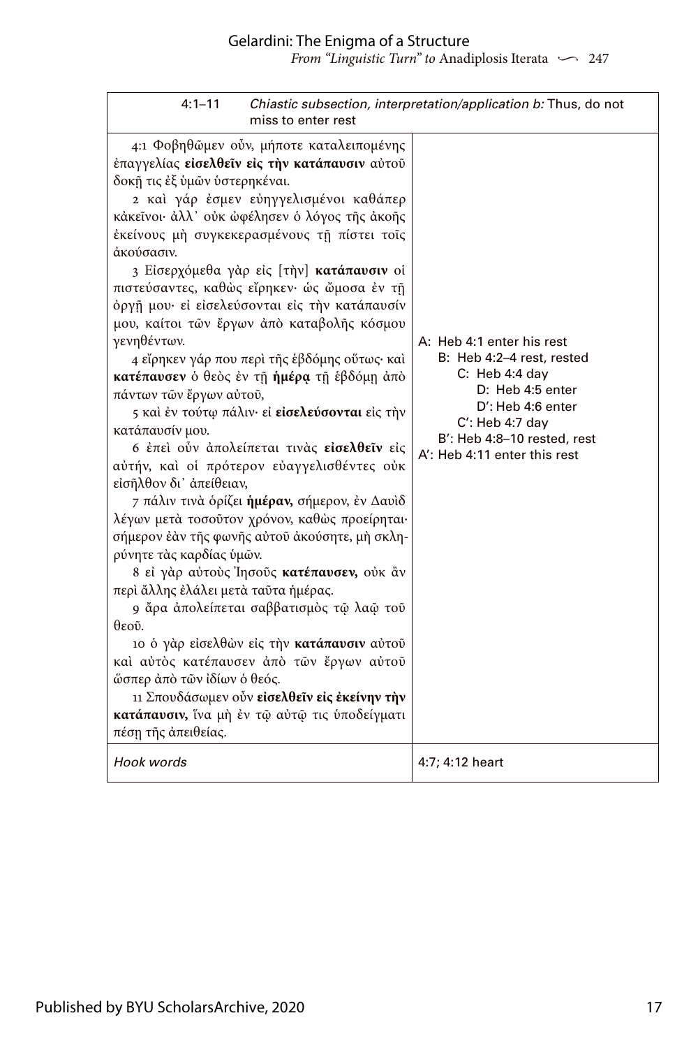| 4:1–11 | *Chiastic subsection, interpretation/application b:* Thus, do not miss to enter rest |
|---|---|
| 4:1 Φοβηθῶμεν οὖν, μήποτε καταλειπομένης ἐπαγγελίας **εἰσελθεῖν εἰς τὴν κατάπαυσιν** αὐτοῦ δοκῇ τις ἐξ ὑμῶν ὑστερηκέναι. 2 καὶ γάρ ἐσμεν εὐηγγελισμένοι καθάπερ κἀκεῖνοι· ἀλλ᾽ οὐκ ὠφέλησεν ὁ λόγος τῆς ἀκοῆς ἐκείνους μὴ συγκεκερασμένους τῇ πίστει τοῖς ἀκούσασιν. 3 Εἰσερχόμεθα γὰρ εἰς [τὴν] **κατάπαυσιν** οἱ πιστεύσαντες, καθὼς εἴρηκεν· ὡς ὤμοσα ἐν τῇ ὀργῇ μου· εἰ εἰσελεύσονται εἰς τὴν κατάπαυσίν μου, καίτοι τῶν ἔργων ἀπὸ καταβολῆς κόσμου γενηθέντων. 4 εἴρηκεν γάρ που περὶ τῆς ἑβδόμης οὕτως· καὶ **κατέπαυσεν** ὁ θεὸς ἐν τῇ **ἡμέρᾳ** τῇ ἑβδόμῃ ἀπὸ πάντων τῶν ἔργων αὐτοῦ, 5 καὶ ἐν τούτῳ πάλιν· εἰ **εἰσελεύσονται** εἰς τὴν κατάπαυσίν μου. 6 ἐπεὶ οὖν ἀπολείπεται τινὰς **εἰσελθεῖν** εἰς αὐτήν, καὶ οἱ πρότερον εὐαγγελισθέντες οὐκ εἰσῆλθον δι᾽ ἀπείθειαν, 7 πάλιν τινὰ ὁρίζει **ἡμέραν,** σήμερον, ἐν Δαυὶδ λέγων μετὰ τοσοῦτον χρόνον, καθὼς προείρηται· σήμερον ἐὰν τῆς φωνῆς αὐτοῦ ἀκούσητε, μὴ σκληρύνητε τὰς καρδίας ὑμῶν. 8 εἰ γὰρ αὐτοὺς Ἰησοῦς **κατέπαυσεν,** οὐκ ἂν περὶ ἄλλης ἐλάλει μετὰ ταῦτα ἡμέρας. 9 ἄρα ἀπολείπεται σαββατισμὸς τῷ λαῷ τοῦ θεοῦ. 10 ὁ γὰρ εἰσελθὼν εἰς τὴν **κατάπαυσιν** αὐτοῦ καὶ αὐτὸς κατέπαυσεν ἀπὸ τῶν ἔργων αὐτοῦ ὥσπερ ἀπὸ τῶν ἰδίων ὁ θεός. 11 Σπουδάσωμεν οὖν **εἰσελθεῖν εἰς ἐκείνην τὴν κατάπαυσιν,** ἵνα μὴ ἐν τῷ αὐτῷ τις ὑποδείγματι πέσῃ τῆς ἀπειθείας. | A: Heb 4:1 enter his rest<br>B: Heb 4:2–4 rest, rested<br>C: Heb 4:4 day<br>D: Heb 4:5 enter<br>D′: Heb 4:6 enter<br>C′: Heb 4:7 day<br>B′: Heb 4:8–10 rested, rest<br>A′: Heb 4:11 enter this rest |
| *Hook words* | 4:7; 4:12 heart |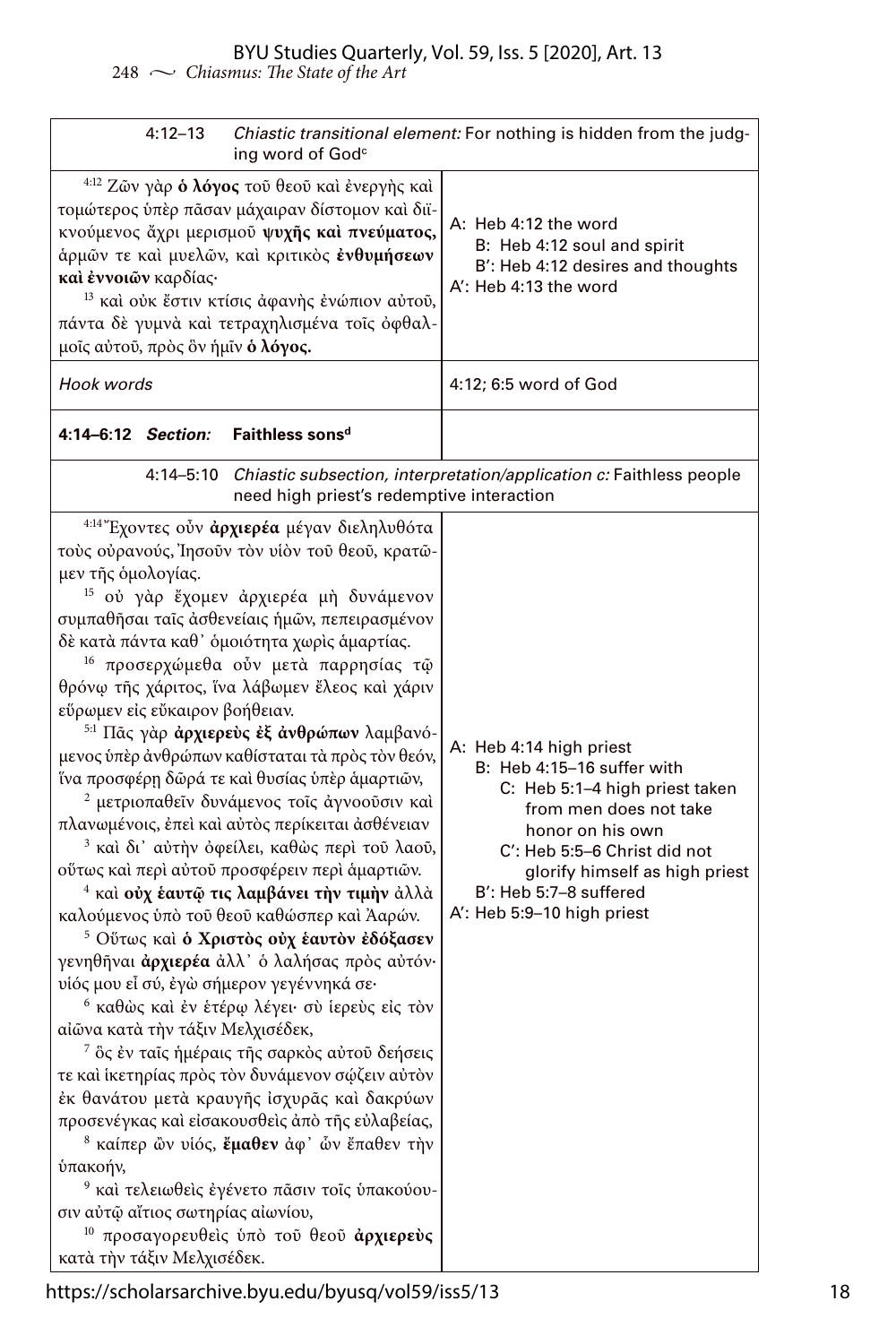| 4:12–13 *Chiastic transitional element:* For nothing is hidden from the judging word of God[c] | |
|---|---|
| [4:12] Ζῶν γὰρ **ὁ λόγος** τοῦ θεοῦ καὶ ἐνεργὴς καὶ τομώτερος ὑπὲρ πᾶσαν μάχαιραν δίστομον καὶ διϊκνούμενος ἄχρι μερισμοῦ **ψυχῆς καὶ πνεύματος,** ἁρμῶν τε καὶ μυελῶν, καὶ κριτικὸς **ἐνθυμήσεων καὶ ἐννοιῶν** καρδίας· [13] καὶ οὐκ ἔστιν κτίσις ἀφανὴς ἐνώπιον αὐτοῦ, πάντα δὲ γυμνὰ καὶ τετραχηλισμένα τοῖς ὀφθαλμοῖς αὐτοῦ, πρὸς ὃν ἡμῖν **ὁ λόγος.** | A: Heb 4:12 the word<br>B: Heb 4:12 soul and spirit<br>B′: Heb 4:12 desires and thoughts<br>A′: Heb 4:13 the word |
| *Hook words* | 4:12; 6:5 word of God |
| **4:14–6:12** ***Section:*** **Faithless sons[d]** | |
| 4:14–5:10 *Chiastic subsection, interpretation/application c:* Faithless people need high priest's redemptive interaction | |
| [4:14] Ἔχοντες οὖν **ἀρχιερέα** μέγαν διεληλυθότα τοὺς οὐρανούς, Ἰησοῦν τὸν υἱὸν τοῦ θεοῦ, κρατῶμεν τῆς ὁμολογίας. [15] οὐ γὰρ ἔχομεν ἀρχιερέα μὴ δυνάμενον συμπαθῆσαι ταῖς ἀσθενείαις ἡμῶν, πεπειρασμένον δὲ κατὰ πάντα καθ᾽ ὁμοιότητα χωρὶς ἁμαρτίας. [16] προσερχώμεθα οὖν μετὰ παρρησίας τῷ θρόνῳ τῆς χάριτος, ἵνα λάβωμεν ἔλεος καὶ χάριν εὕρωμεν εἰς εὔκαιρον βοήθειαν. [5:1] Πᾶς γὰρ **ἀρχιερεὺς ἐξ ἀνθρώπων** λαμβανόμενος ὑπὲρ ἀνθρώπων καθίσταται τὰ πρὸς τὸν θεόν, ἵνα προσφέρῃ δῶρά τε καὶ θυσίας ὑπὲρ ἁμαρτιῶν, [2] μετριοπαθεῖν δυνάμενος τοῖς ἀγνοοῦσιν καὶ πλανωμένοις, ἐπεὶ καὶ αὐτὸς περίκειται ἀσθένειαν [3] καὶ δι᾽ αὐτὴν ὀφείλει, καθὼς περὶ τοῦ λαοῦ, οὕτως καὶ περὶ αὐτοῦ προσφέρειν περὶ ἁμαρτιῶν. [4] καὶ **οὐχ ἑαυτῷ τις λαμβάνει τὴν τιμὴν** ἀλλὰ καλούμενος ὑπὸ τοῦ θεοῦ καθώσπερ καὶ Ἀαρών. [5] Οὕτως καὶ **ὁ Χριστὸς οὐχ ἑαυτὸν ἐδόξασεν** γενηθῆναι **ἀρχιερέα** ἀλλ᾽ ὁ λαλήσας πρὸς αὐτόν· υἱός μου εἶ σύ, ἐγὼ σήμερον γεγέννηκά σε· [6] καθὼς καὶ ἐν ἑτέρῳ λέγει· σὺ ἱερεὺς εἰς τὸν αἰῶνα κατὰ τὴν τάξιν Μελχισέδεκ, [7] ὃς ἐν ταῖς ἡμέραις τῆς σαρκὸς αὐτοῦ δεήσεις τε καὶ ἱκετηρίας πρὸς τὸν δυνάμενον σῴζειν αὐτὸν ἐκ θανάτου μετὰ κραυγῆς ἰσχυρᾶς καὶ δακρύων προσενέγκας καὶ εἰσακουσθεὶς ἀπὸ τῆς εὐλαβείας, [8] καίπερ ὢν υἱός, **ἔμαθεν** ἀφ᾽ ὧν ἔπαθεν τὴν ὑπακοήν, [9] καὶ τελειωθεὶς ἐγένετο πᾶσιν τοῖς ὑπακούουσιν αὐτῷ αἴτιος σωτηρίας αἰωνίου, [10] προσαγορευθεὶς ὑπὸ τοῦ θεοῦ **ἀρχιερεὺς** κατὰ τὴν τάξιν Μελχισέδεκ. | A: Heb 4:14 high priest<br>B: Heb 4:15–16 suffer with<br>C: Heb 5:1–4 high priest taken from men does not take honor on his own<br>C′: Heb 5:5–6 Christ did not glorify himself as high priest<br>B′: Heb 5:7–8 suffered<br>A′: Heb 5:9–10 high priest |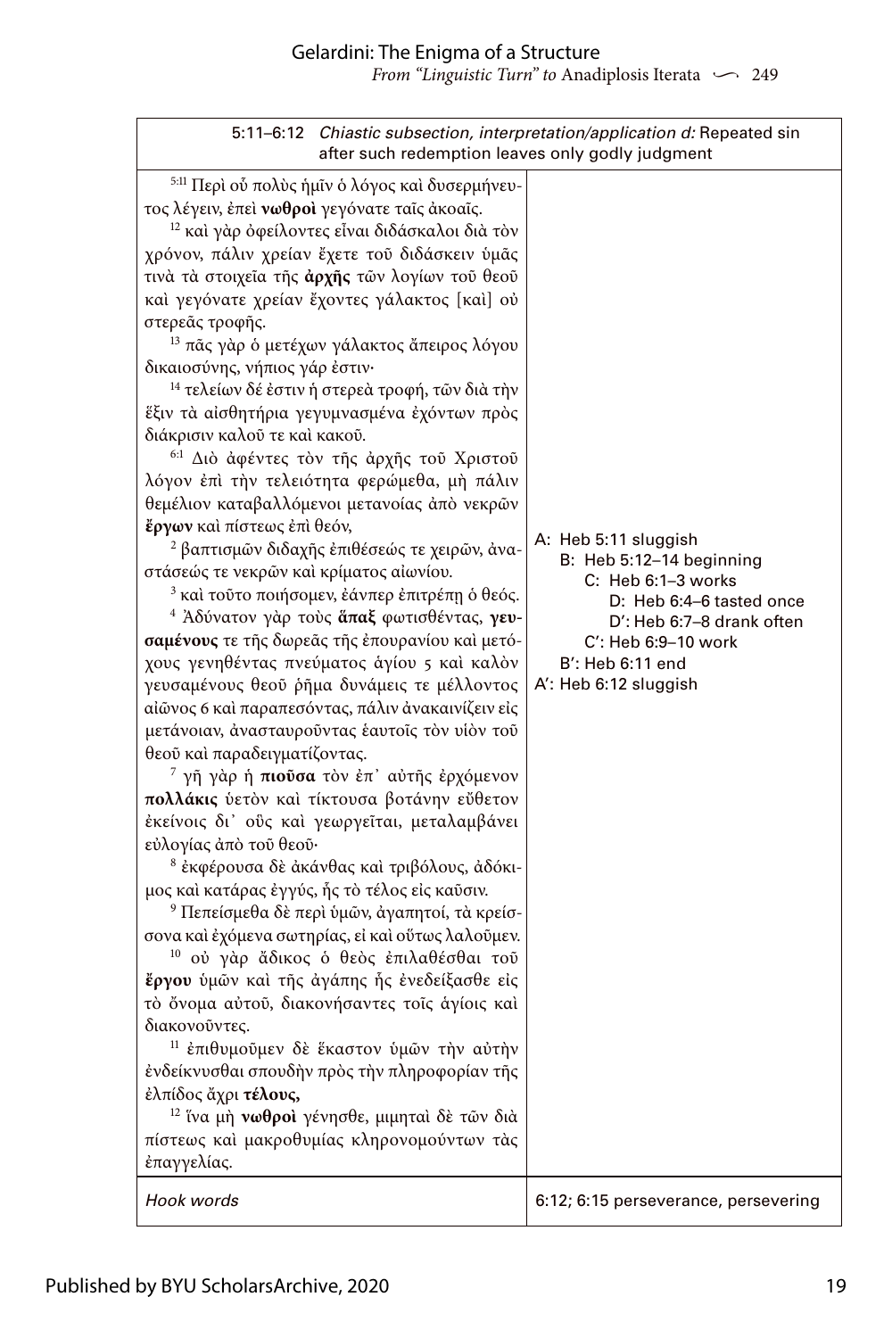| 5:11–6:12 *Chiastic subsection, interpretation/application d:* Repeated sin after such redemption leaves only godly judgment | |
|---|---|
| [5:11] Περὶ οὗ πολὺς ἡμῖν ὁ λόγος καὶ δυσερμήνευτος λέγειν, ἐπεὶ **νωθροὶ** γεγόνατε ταῖς ἀκοαῖς. [12] καὶ γὰρ ὀφείλοντες εἶναι διδάσκαλοι διὰ τὸν χρόνον, πάλιν χρείαν ἔχετε τοῦ διδάσκειν ὑμᾶς τινὰ τὰ στοιχεῖα τῆς **ἀρχῆς** τῶν λογίων τοῦ θεοῦ καὶ γεγόνατε χρείαν ἔχοντες γάλακτος [καὶ] οὐ στερεᾶς τροφῆς. [13] πᾶς γὰρ ὁ μετέχων γάλακτος ἄπειρος λόγου δικαιοσύνης, νήπιος γάρ ἐστιν· [14] τελείων δέ ἐστιν ἡ στερεὰ τροφή, τῶν διὰ τὴν ἕξιν τὰ αἰσθητήρια γεγυμνασμένα ἐχόντων πρὸς διάκρισιν καλοῦ τε καὶ κακοῦ. [6:1] Διὸ ἀφέντες τὸν τῆς ἀρχῆς τοῦ Χριστοῦ λόγον ἐπὶ τὴν τελειότητα φερώμεθα, μὴ πάλιν θεμέλιον καταβαλλόμενοι μετανοίας ἀπὸ νεκρῶν **ἔργων** καὶ πίστεως ἐπὶ θεόν, [2] βαπτισμῶν διδαχῆς ἐπιθέσεώς τε χειρῶν, ἀναστάσεώς τε νεκρῶν καὶ κρίματος αἰωνίου. [3] καὶ τοῦτο ποιήσομεν, ἐάνπερ ἐπιτρέπῃ ὁ θεός. [4] Ἀδύνατον γὰρ τοὺς **ἅπαξ** φωτισθέντας, **γευσαμένους** τε τῆς δωρεᾶς τῆς ἐπουρανίου καὶ μετόχους γενηθέντας πνεύματος ἁγίου 5 καὶ καλὸν γευσαμένους θεοῦ ῥῆμα δυνάμεις τε μέλλοντος αἰῶνος 6 καὶ παραπεσόντας, πάλιν ἀνακαινίζειν εἰς μετάνοιαν, ἀνασταυροῦντας ἑαυτοῖς τὸν υἱὸν τοῦ θεοῦ καὶ παραδειγματίζοντας. [7] γῆ γὰρ ἡ **πιοῦσα** τὸν ἐπ᾽ αὐτῆς ἐρχόμενον **πολλάκις** ὑετὸν καὶ τίκτουσα βοτάνην εὔθετον ἐκείνοις δι᾽ οὓς καὶ γεωργεῖται, μεταλαμβάνει εὐλογίας ἀπὸ τοῦ θεοῦ· [8] ἐκφέρουσα δὲ ἀκάνθας καὶ τριβόλους, ἀδόκιμος καὶ κατάρας ἐγγύς, ἧς τὸ τέλος εἰς καῦσιν. [9] Πεπείσμεθα δὲ περὶ ὑμῶν, ἀγαπητοί, τὰ κρείσσονα καὶ ἐχόμενα σωτηρίας, εἰ καὶ οὕτως λαλοῦμεν. [10] οὐ γὰρ ἄδικος ὁ θεὸς ἐπιλαθέσθαι τοῦ **ἔργου** ὑμῶν καὶ τῆς ἀγάπης ἧς ἐνεδείξασθε εἰς τὸ ὄνομα αὐτοῦ, διακονήσαντες τοῖς ἁγίοις καὶ διακονοῦντες. [11] ἐπιθυμοῦμεν δὲ ἕκαστον ὑμῶν τὴν αὐτὴν ἐνδείκνυσθαι σπουδὴν πρὸς τὴν πληροφορίαν τῆς ἐλπίδος ἄχρι **τέλους,** [12] ἵνα μὴ **νωθροὶ** γένησθε, μιμηταὶ δὲ τῶν διὰ πίστεως καὶ μακροθυμίας κληρονομούντων τὰς ἐπαγγελίας. | A: Heb 5:11 sluggish<br>&nbsp;&nbsp;B: Heb 5:12–14 beginning<br>&nbsp;&nbsp;&nbsp;&nbsp;C: Heb 6:1–3 works<br>&nbsp;&nbsp;&nbsp;&nbsp;&nbsp;&nbsp;D: Heb 6:4–6 tasted once<br>&nbsp;&nbsp;&nbsp;&nbsp;&nbsp;&nbsp;D′: Heb 6:7–8 drank often<br>&nbsp;&nbsp;&nbsp;&nbsp;C′: Heb 6:9–10 work<br>&nbsp;&nbsp;B′: Heb 6:11 end<br>A′: Heb 6:12 sluggish |
| *Hook words* | 6:12; 6:15 perseverance, persevering |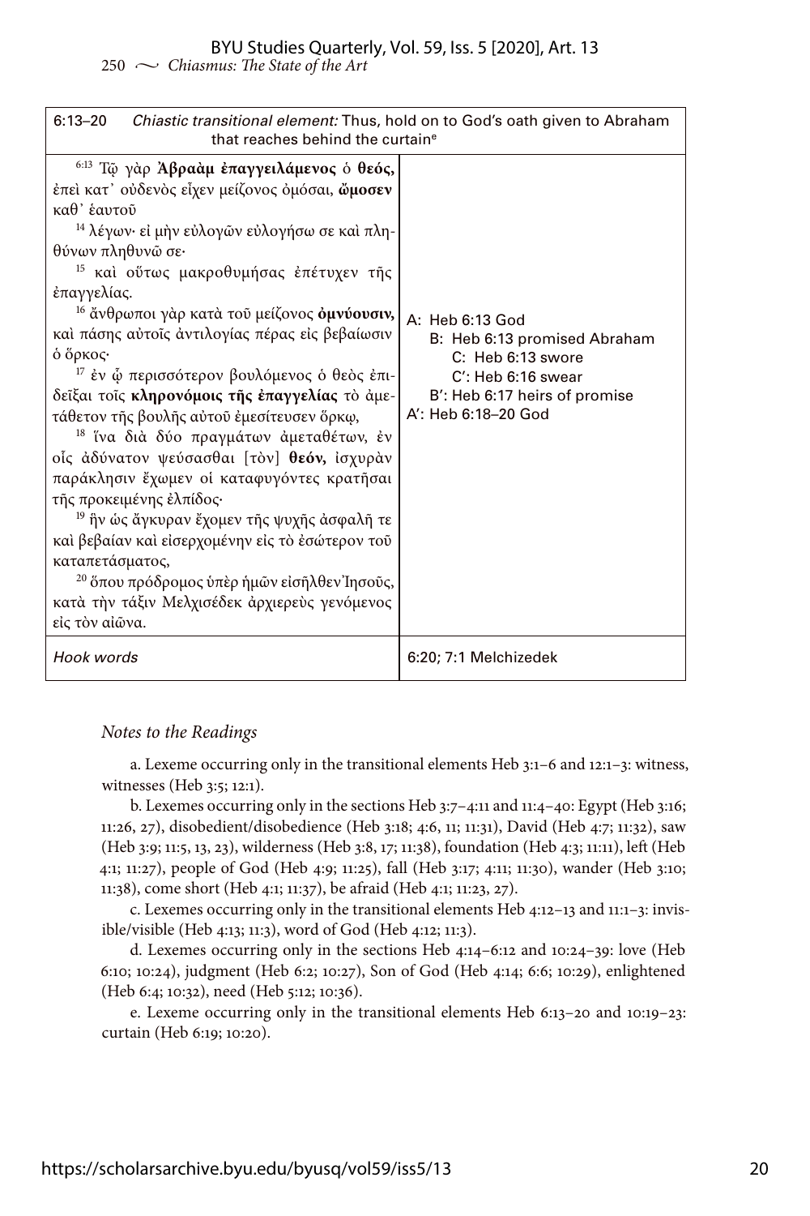| 6:13–20 *Chiastic transitional element:* Thus, hold on to God's oath given to Abraham that reaches behind the curtain[e] | |
|---|---|
| [6:13] Τῷ γὰρ **Ἀβραὰμ ἐπαγγειλάμενος** ὁ **θεός,** ἐπεὶ κατ᾽ οὐδενὸς εἶχεν μείζονος ὀμόσαι, **ὤμοσεν** καθ᾽ ἑαυτοῦ [14] λέγων· εἰ μὴν εὐλογῶν εὐλογήσω σε καὶ πληθύνων πληθυνῶ σε· [15] καὶ οὕτως μακροθυμήσας ἐπέτυχεν τῆς ἐπαγγελίας. [16] ἄνθρωποι γὰρ κατὰ τοῦ μείζονος **ὀμνύουσιν,** καὶ πάσης αὐτοῖς ἀντιλογίας πέρας εἰς βεβαίωσιν ὁ ὅρκος· [17] ἐν ᾧ περισσότερον βουλόμενος ὁ θεὸς ἐπιδεῖξαι τοῖς **κληρονόμοις τῆς ἐπαγγελίας** τὸ ἀμετάθετον τῆς βουλῆς αὐτοῦ ἐμεσίτευσεν ὅρκῳ, [18] ἵνα διὰ δύο πραγμάτων ἀμεταθέτων, ἐν οἷς ἀδύνατον ψεύσασθαι [τὸν] **θεόν,** ἰσχυρὰν παράκλησιν ἔχωμεν οἱ καταφυγόντες κρατῆσαι τῆς προκειμένης ἐλπίδος· [19] ἣν ὡς ἄγκυραν ἔχομεν τῆς ψυχῆς ἀσφαλῆ τε καὶ βεβαίαν καὶ εἰσερχομένην εἰς τὸ ἐσώτερον τοῦ καταπετάσματος, [20] ὅπου πρόδρομος ὑπὲρ ἡμῶν εἰσῆλθεν Ἰησοῦς, κατὰ τὴν τάξιν Μελχισέδεκ ἀρχιερεὺς γενόμενος εἰς τὸν αἰῶνα. | A: Heb 6:13 God<br>B: Heb 6:13 promised Abraham<br>C: Heb 6:13 swore<br>C′: Heb 6:16 swear<br>B′: Heb 6:17 heirs of promise<br>A′: Heb 6:18–20 God |
| *Hook words* | 6:20; 7:1 Melchizedek |

*Notes to the Readings*

a. Lexeme occurring only in the transitional elements Heb 3:1–6 and 12:1–3: witness, witnesses (Heb 3:5; 12:1).

b. Lexemes occurring only in the sections Heb 3:7–4:11 and 11:4–40: Egypt (Heb 3:16; 11:26, 27), disobedient/disobedience (Heb 3:18; 4:6, 11; 11:31), David (Heb 4:7; 11:32), saw (Heb 3:9; 11:5, 13, 23), wilderness (Heb 3:8, 17; 11:38), foundation (Heb 4:3; 11:11), left (Heb 4:1; 11:27), people of God (Heb 4:9; 11:25), fall (Heb 3:17; 4:11; 11:30), wander (Heb 3:10; 11:38), come short (Heb 4:1; 11:37), be afraid (Heb 4:1; 11:23, 27).

c. Lexemes occurring only in the transitional elements Heb 4:12–13 and 11:1–3: invisible/visible (Heb 4:13; 11:3), word of God (Heb 4:12; 11:3).

d. Lexemes occurring only in the sections Heb 4:14–6:12 and 10:24–39: love (Heb 6:10; 10:24), judgment (Heb 6:2; 10:27), Son of God (Heb 4:14; 6:6; 10:29), enlightened (Heb 6:4; 10:32), need (Heb 5:12; 10:36).

e. Lexeme occurring only in the transitional elements Heb 6:13–20 and 10:19–23: curtain (Heb 6:19; 10:20).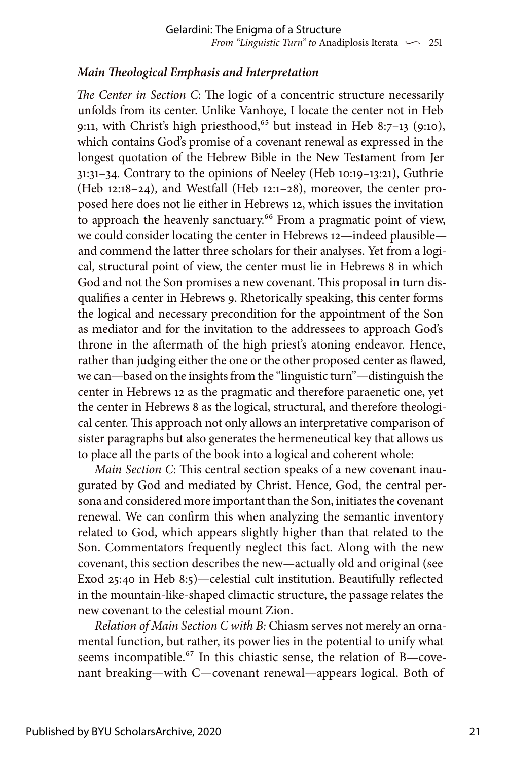### *Main Theological Emphasis and Interpretation*

*The Center in Section C*: The logic of a concentric structure necessarily unfolds from its center. Unlike Vanhoye, I locate the center not in Heb 9:11, with Christ's high priesthood,[65] but instead in Heb 8:7–13 (9:10), which contains God's promise of a covenant renewal as expressed in the longest quotation of the Hebrew Bible in the New Testament from Jer 31:31–34. Contrary to the opinions of Neeley (Heb 10:19–13:21), Guthrie (Heb 12:18–24), and Westfall (Heb 12:1–28), moreover, the center proposed here does not lie either in Hebrews 12, which issues the invitation to approach the heavenly sanctuary.[66] From a pragmatic point of view, we could consider locating the center in Hebrews 12—indeed plausible—and commend the latter three scholars for their analyses. Yet from a logical, structural point of view, the center must lie in Hebrews 8 in which God and not the Son promises a new covenant. This proposal in turn disqualifies a center in Hebrews 9. Rhetorically speaking, this center forms the logical and necessary precondition for the appointment of the Son as mediator and for the invitation to the addressees to approach God's throne in the aftermath of the high priest's atoning endeavor. Hence, rather than judging either the one or the other proposed center as flawed, we can—based on the insights from the "linguistic turn"—distinguish the center in Hebrews 12 as the pragmatic and therefore paraenetic one, yet the center in Hebrews 8 as the logical, structural, and therefore theological center. This approach not only allows an interpretative comparison of sister paragraphs but also generates the hermeneutical key that allows us to place all the parts of the book into a logical and coherent whole:

*Main Section C*: This central section speaks of a new covenant inaugurated by God and mediated by Christ. Hence, God, the central persona and considered more important than the Son, initiates the covenant renewal. We can confirm this when analyzing the semantic inventory related to God, which appears slightly higher than that related to the Son. Commentators frequently neglect this fact. Along with the new covenant, this section describes the new—actually old and original (see Exod 25:40 in Heb 8:5)—celestial cult institution. Beautifully reflected in the mountain-like-shaped climactic structure, the passage relates the new covenant to the celestial mount Zion.

*Relation of Main Section C with B:* Chiasm serves not merely an ornamental function, but rather, its power lies in the potential to unify what seems incompatible.[67] In this chiastic sense, the relation of B—covenant breaking—with C—covenant renewal—appears logical. Both of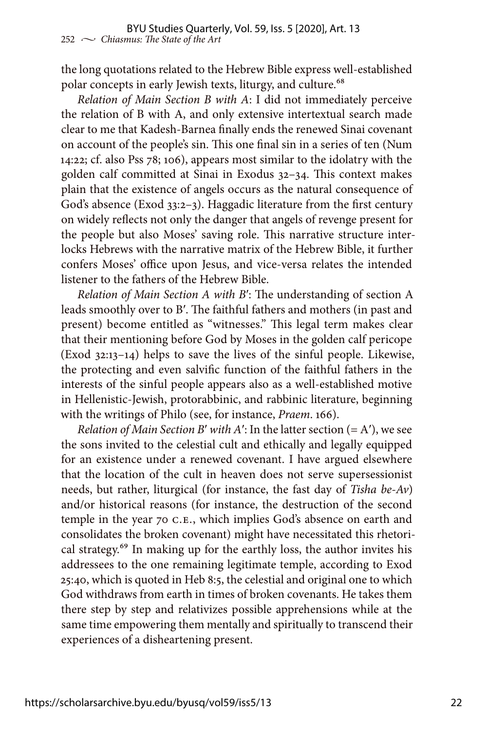the long quotations related to the Hebrew Bible express well-established polar concepts in early Jewish texts, liturgy, and culture.[68]

*Relation of Main Section B with A*: I did not immediately perceive the relation of B with A, and only extensive intertextual search made clear to me that Kadesh-Barnea finally ends the renewed Sinai covenant on account of the people's sin. This one final sin in a series of ten (Num 14:22; cf. also Pss 78; 106), appears most similar to the idolatry with the golden calf committed at Sinai in Exodus 32–34. This context makes plain that the existence of angels occurs as the natural consequence of God's absence (Exod 33:2–3). Haggadic literature from the first century on widely reflects not only the danger that angels of revenge present for the people but also Moses' saving role. This narrative structure interlocks Hebrews with the narrative matrix of the Hebrew Bible, it further confers Moses' office upon Jesus, and vice-versa relates the intended listener to the fathers of the Hebrew Bible.

*Relation of Main Section A with B′*: The understanding of section A leads smoothly over to B′. The faithful fathers and mothers (in past and present) become entitled as "witnesses." This legal term makes clear that their mentioning before God by Moses in the golden calf pericope (Exod 32:13–14) helps to save the lives of the sinful people. Likewise, the protecting and even salvific function of the faithful fathers in the interests of the sinful people appears also as a well-established motive in Hellenistic-Jewish, protorabbinic, and rabbinic literature, beginning with the writings of Philo (see, for instance, *Praem*. 166).

*Relation of Main Section B′ with A′*: In the latter section (= A′), we see the sons invited to the celestial cult and ethically and legally equipped for an existence under a renewed covenant. I have argued elsewhere that the location of the cult in heaven does not serve supersessionist needs, but rather, liturgical (for instance, the fast day of *Tisha be-Av*) and/or historical reasons (for instance, the destruction of the second temple in the year 70 C.E., which implies God's absence on earth and consolidates the broken covenant) might have necessitated this rhetorical strategy.[69] In making up for the earthly loss, the author invites his addressees to the one remaining legitimate temple, according to Exod 25:40, which is quoted in Heb 8:5, the celestial and original one to which God withdraws from earth in times of broken covenants. He takes them there step by step and relativizes possible apprehensions while at the same time empowering them mentally and spiritually to transcend their experiences of a disheartening present.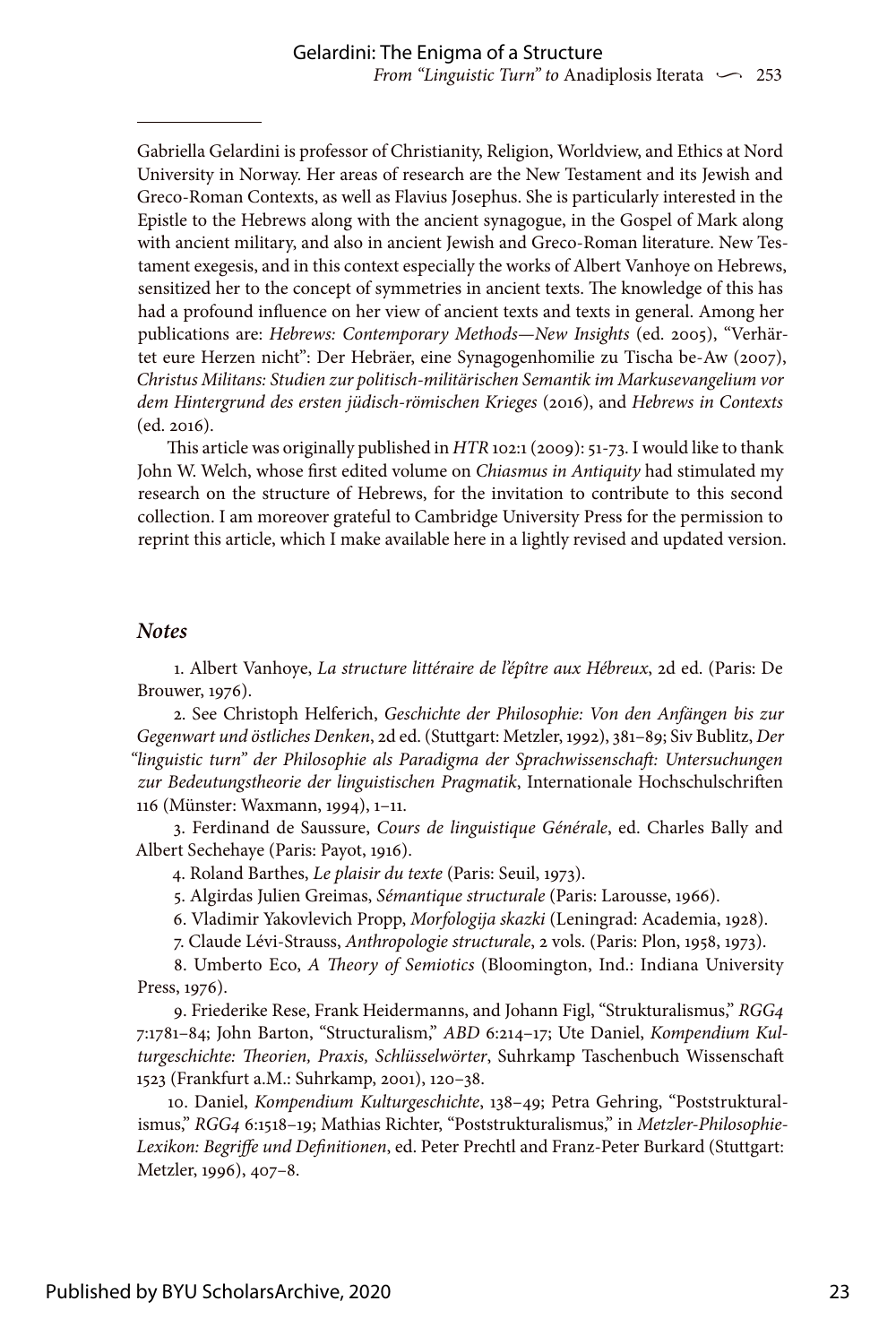Gabriella Gelardini is professor of Christianity, Religion, Worldview, and Ethics at Nord University in Norway. Her areas of research are the New Testament and its Jewish and Greco-Roman Contexts, as well as Flavius Josephus. She is particularly interested in the Epistle to the Hebrews along with the ancient synagogue, in the Gospel of Mark along with ancient military, and also in ancient Jewish and Greco-Roman literature. New Testament exegesis, and in this context especially the works of Albert Vanhoye on Hebrews, sensitized her to the concept of symmetries in ancient texts. The knowledge of this has had a profound influence on her view of ancient texts and texts in general. Among her publications are: *Hebrews: Contemporary Methods—New Insights* (ed. 2005), "Verhärtet eure Herzen nicht": Der Hebräer, eine Synagogenhomilie zu Tischa be-Aw (2007), *Christus Militans: Studien zur politisch-militärischen Semantik im Markusevangelium vor dem Hintergrund des ersten jüdisch-römischen Krieges* (2016), and *Hebrews in Contexts* (ed. 2016).

This article was originally published in *HTR* 102:1 (2009): 51-73. I would like to thank John W. Welch, whose first edited volume on *Chiasmus in Antiquity* had stimulated my research on the structure of Hebrews, for the invitation to contribute to this second collection. I am moreover grateful to Cambridge University Press for the permission to reprint this article, which I make available here in a lightly revised and updated version.

### *Notes*

1. Albert Vanhoye, *La structure littéraire de l'épître aux Hébreux*, 2d ed. (Paris: De Brouwer, 1976).

2. See Christoph Helferich, *Geschichte der Philosophie: Von den Anfängen bis zur Gegenwart und östliches Denken*, 2d ed. (Stuttgart: Metzler, 1992), 381–89; Siv Bublitz, *Der "linguistic turn" der Philosophie als Paradigma der Sprachwissenschaft: Untersuchungen zur Bedeutungstheorie der linguistischen Pragmatik*, Internationale Hochschulschriften 116 (Münster: Waxmann, 1994), 1–11.

3. Ferdinand de Saussure, *Cours de linguistique Générale*, ed. Charles Bally and Albert Sechehaye (Paris: Payot, 1916).

4. Roland Barthes, *Le plaisir du texte* (Paris: Seuil, 1973).

5. Algirdas Julien Greimas, *Sémantique structurale* (Paris: Larousse, 1966).

6. Vladimir Yakovlevich Propp, *Morfologija skazki* (Leningrad: Academia, 1928).

7. Claude Lévi-Strauss, *Anthropologie structurale*, 2 vols. (Paris: Plon, 1958, 1973).

8. Umberto Eco, *A Theory of Semiotics* (Bloomington, Ind.: Indiana University Press, 1976).

9. Friederike Rese, Frank Heidermanns, and Johann Figl, "Strukturalismus," *RGG4* 7:1781–84; John Barton, "Structuralism," *ABD* 6:214–17; Ute Daniel, *Kompendium Kulturgeschichte: Theorien, Praxis, Schlüsselwörter*, Suhrkamp Taschenbuch Wissenschaft 1523 (Frankfurt a.M.: Suhrkamp, 2001), 120–38.

10. Daniel, *Kompendium Kulturgeschichte*, 138–49; Petra Gehring, "Poststrukturalismus," *RGG4* 6:1518–19; Mathias Richter, "Poststrukturalismus," in *Metzler-Philosophie-Lexikon: Begriffe und Definitionen*, ed. Peter Prechtl and Franz-Peter Burkard (Stuttgart: Metzler, 1996), 407–8.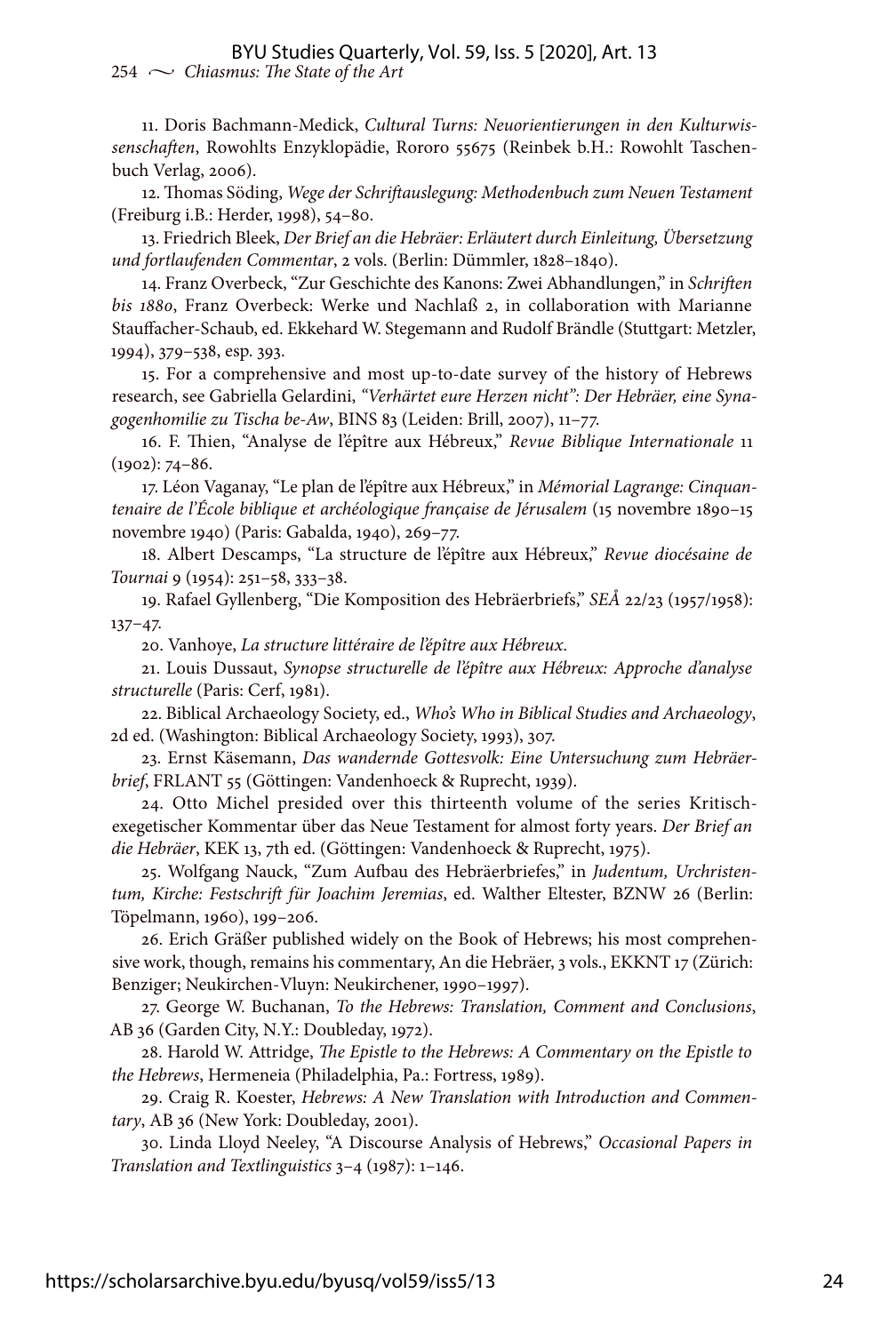11. Doris Bachmann-Medick, *Cultural Turns: Neuorientierungen in den Kulturwissenschaften*, Rowohlts Enzyklopädie, Rororo 55675 (Reinbek b.H.: Rowohlt Taschenbuch Verlag, 2006).

12. Thomas Söding, *Wege der Schriftauslegung: Methodenbuch zum Neuen Testament* (Freiburg i.B.: Herder, 1998), 54–80.

13. Friedrich Bleek, *Der Brief an die Hebräer: Erläutert durch Einleitung, Übersetzung und fortlaufenden Commentar*, 2 vols. (Berlin: Dümmler, 1828–1840).

14. Franz Overbeck, "Zur Geschichte des Kanons: Zwei Abhandlungen," in *Schriften bis 1880*, Franz Overbeck: Werke und Nachlaß 2, in collaboration with Marianne Stauffacher-Schaub, ed. Ekkehard W. Stegemann and Rudolf Brändle (Stuttgart: Metzler, 1994), 379–538, esp. 393.

15. For a comprehensive and most up-to-date survey of the history of Hebrews research, see Gabriella Gelardini, *"Verhärtet eure Herzen nicht": Der Hebräer, eine Synagogenhomilie zu Tischa be-Aw*, BINS 83 (Leiden: Brill, 2007), 11–77.

16. F. Thien, "Analyse de l'épître aux Hébreux," *Revue Biblique Internationale* 11 (1902): 74–86.

17. Léon Vaganay, "Le plan de l'épître aux Hébreux," in *Mémorial Lagrange: Cinquantenaire de l'École biblique et archéologique française de Jérusalem* (15 novembre 1890–15 novembre 1940) (Paris: Gabalda, 1940), 269–77.

18. Albert Descamps, "La structure de l'épître aux Hébreux," *Revue diocésaine de Tournai* 9 (1954): 251–58, 333–38.

19. Rafael Gyllenberg, "Die Komposition des Hebräerbriefs," *SEÅ* 22/23 (1957/1958): 137–47.

20. Vanhoye, *La structure littéraire de l'épître aux Hébreux*.

21. Louis Dussaut, *Synopse structurelle de l'épître aux Hébreux: Approche d'analyse structurelle* (Paris: Cerf, 1981).

22. Biblical Archaeology Society, ed., *Who's Who in Biblical Studies and Archaeology*, 2d ed. (Washington: Biblical Archaeology Society, 1993), 307.

23. Ernst Käsemann, *Das wandernde Gottesvolk: Eine Untersuchung zum Hebräerbrief*, FRLANT 55 (Göttingen: Vandenhoeck & Ruprecht, 1939).

24. Otto Michel presided over this thirteenth volume of the series Kritisch-exegetischer Kommentar über das Neue Testament for almost forty years. *Der Brief an die Hebräer*, KEK 13, 7th ed. (Göttingen: Vandenhoeck & Ruprecht, 1975).

25. Wolfgang Nauck, "Zum Aufbau des Hebräerbriefes," in *Judentum, Urchristentum, Kirche: Festschrift für Joachim Jeremias*, ed. Walther Eltester, BZNW 26 (Berlin: Töpelmann, 1960), 199–206.

26. Erich Gräßer published widely on the Book of Hebrews; his most comprehensive work, though, remains his commentary, An die Hebräer, 3 vols., EKKNT 17 (Zürich: Benziger; Neukirchen-Vluyn: Neukirchener, 1990–1997).

27. George W. Buchanan, *To the Hebrews: Translation, Comment and Conclusions*, AB 36 (Garden City, N.Y.: Doubleday, 1972).

28. Harold W. Attridge, *The Epistle to the Hebrews: A Commentary on the Epistle to the Hebrews*, Hermeneia (Philadelphia, Pa.: Fortress, 1989).

29. Craig R. Koester, *Hebrews: A New Translation with Introduction and Commentary*, AB 36 (New York: Doubleday, 2001).

30. Linda Lloyd Neeley, "A Discourse Analysis of Hebrews," *Occasional Papers in Translation and Textlinguistics* 3–4 (1987): 1–146.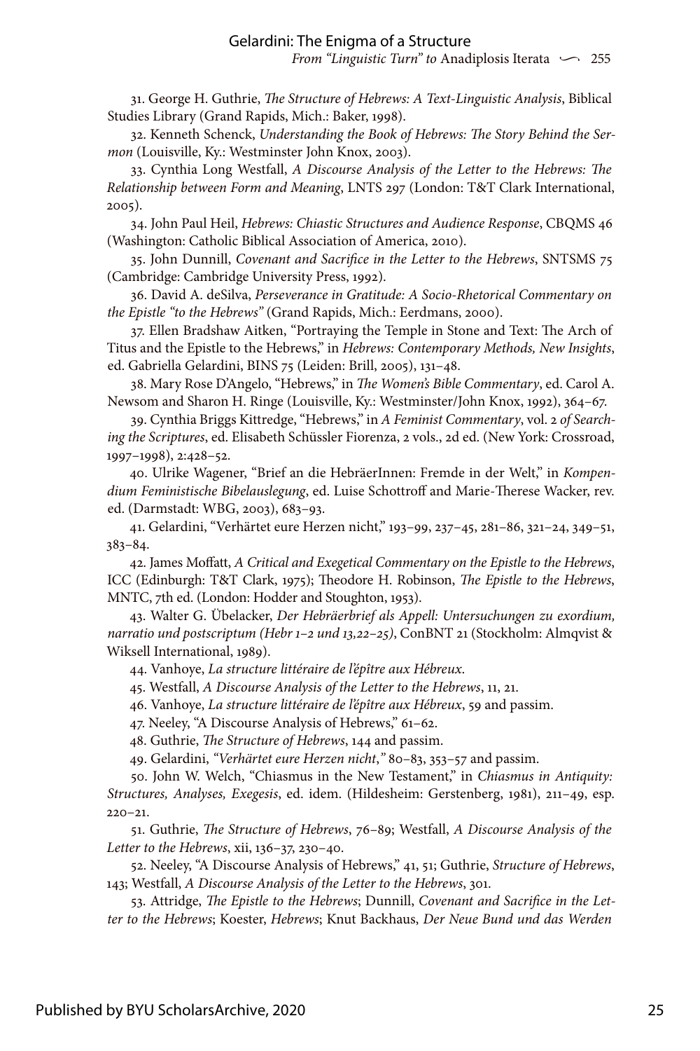31. George H. Guthrie, *The Structure of Hebrews: A Text-Linguistic Analysis*, Biblical Studies Library (Grand Rapids, Mich.: Baker, 1998).

32. Kenneth Schenck, *Understanding the Book of Hebrews: The Story Behind the Sermon* (Louisville, Ky.: Westminster John Knox, 2003).

33. Cynthia Long Westfall, *A Discourse Analysis of the Letter to the Hebrews: The Relationship between Form and Meaning*, LNTS 297 (London: T&T Clark International, 2005).

34. John Paul Heil, *Hebrews: Chiastic Structures and Audience Response*, CBQMS 46 (Washington: Catholic Biblical Association of America, 2010).

35. John Dunnill, *Covenant and Sacrifice in the Letter to the Hebrews*, SNTSMS 75 (Cambridge: Cambridge University Press, 1992).

36. David A. deSilva, *Perseverance in Gratitude: A Socio-Rhetorical Commentary on the Epistle "to the Hebrews"* (Grand Rapids, Mich.: Eerdmans, 2000).

37. Ellen Bradshaw Aitken, "Portraying the Temple in Stone and Text: The Arch of Titus and the Epistle to the Hebrews," in *Hebrews: Contemporary Methods, New Insights*, ed. Gabriella Gelardini, BINS 75 (Leiden: Brill, 2005), 131–48.

38. Mary Rose D'Angelo, "Hebrews," in *The Women's Bible Commentary*, ed. Carol A. Newsom and Sharon H. Ringe (Louisville, Ky.: Westminster/John Knox, 1992), 364–67.

39. Cynthia Briggs Kittredge, "Hebrews," in *A Feminist Commentary*, vol. 2 *of Searching the Scriptures*, ed. Elisabeth Schüssler Fiorenza, 2 vols., 2d ed. (New York: Crossroad, 1997–1998), 2:428–52.

40. Ulrike Wagener, "Brief an die HebräerInnen: Fremde in der Welt," in *Kompendium Feministische Bibelauslegung*, ed. Luise Schottroff and Marie-Therese Wacker, rev. ed. (Darmstadt: WBG, 2003), 683–93.

41. Gelardini, "Verhärtet eure Herzen nicht," 193–99, 237–45, 281–86, 321–24, 349–51, 383–84.

42. James Moffatt, *A Critical and Exegetical Commentary on the Epistle to the Hebrews*, ICC (Edinburgh: T&T Clark, 1975); Theodore H. Robinson, *The Epistle to the Hebrews*, MNTC, 7th ed. (London: Hodder and Stoughton, 1953).

43. Walter G. Übelacker, *Der Hebräerbrief als Appell: Untersuchungen zu exordium, narratio und postscriptum (Hebr 1–2 und 13,22–25)*, ConBNT 21 (Stockholm: Almqvist & Wiksell International, 1989).

44. Vanhoye, *La structure littéraire de l'épître aux Hébreux*.

45. Westfall, *A Discourse Analysis of the Letter to the Hebrews*, 11, 21.

46. Vanhoye, *La structure littéraire de l'épître aux Hébreux*, 59 and passim.

47. Neeley, "A Discourse Analysis of Hebrews," 61–62.

48. Guthrie, *The Structure of Hebrews*, 144 and passim.

49. Gelardini, *"Verhärtet eure Herzen nicht,"* 80–83, 353–57 and passim.

50. John W. Welch, "Chiasmus in the New Testament," in *Chiasmus in Antiquity: Structures, Analyses, Exegesis*, ed. idem. (Hildesheim: Gerstenberg, 1981), 211–49, esp. 220–21.

51. Guthrie, *The Structure of Hebrews*, 76–89; Westfall, *A Discourse Analysis of the Letter to the Hebrews*, xii, 136–37, 230–40.

52. Neeley, "A Discourse Analysis of Hebrews," 41, 51; Guthrie, *Structure of Hebrews*, 143; Westfall, *A Discourse Analysis of the Letter to the Hebrews*, 301.

53. Attridge, *The Epistle to the Hebrews*; Dunnill, *Covenant and Sacrifice in the Letter to the Hebrews*; Koester, *Hebrews*; Knut Backhaus, *Der Neue Bund und das Werden*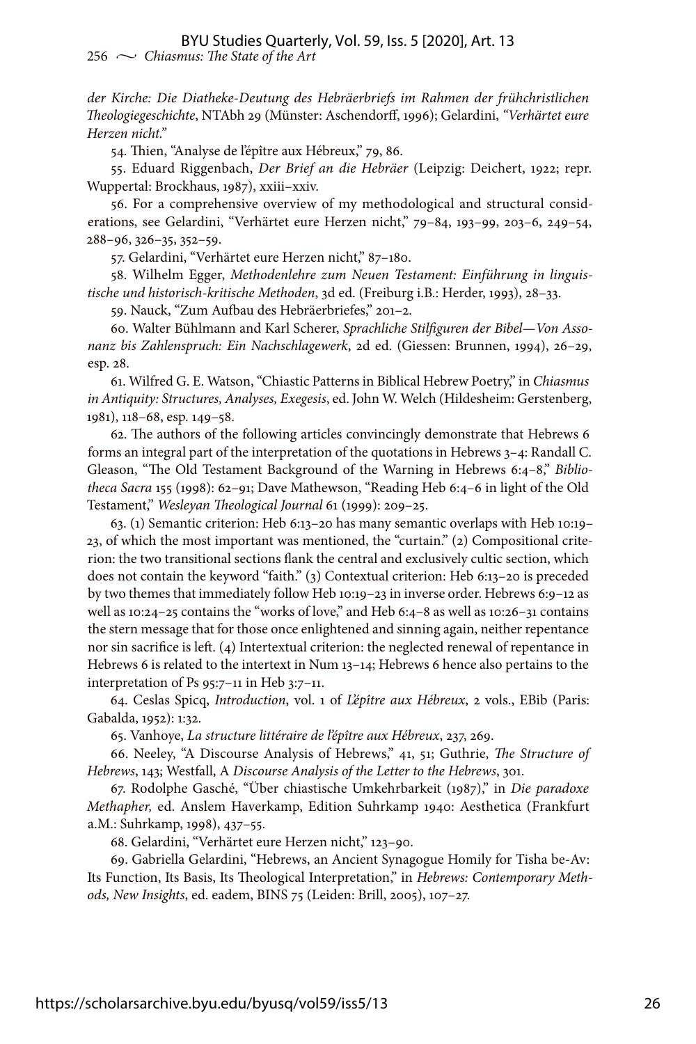*der Kirche: Die Diatheke-Deutung des Hebräerbriefs im Rahmen der frühchristlichen Theologiegeschichte*, NTAbh 29 (Münster: Aschendorff, 1996); Gelardini, *"Verhärtet eure Herzen nicht."*

54. Thien, "Analyse de l'épître aux Hébreux," 79, 86.

55. Eduard Riggenbach, *Der Brief an die Hebräer* (Leipzig: Deichert, 1922; repr. Wuppertal: Brockhaus, 1987), xxiii–xxiv.

56. For a comprehensive overview of my methodological and structural considerations, see Gelardini, "Verhärtet eure Herzen nicht," 79–84, 193–99, 203–6, 249–54, 288–96, 326–35, 352–59.

57. Gelardini, "Verhärtet eure Herzen nicht," 87–180.

58. Wilhelm Egger, *Methodenlehre zum Neuen Testament: Einführung in linguistische und historisch-kritische Methoden*, 3d ed. (Freiburg i.B.: Herder, 1993), 28–33.

59. Nauck, "Zum Aufbau des Hebräerbriefes," 201–2.

60. Walter Bühlmann and Karl Scherer, *Sprachliche Stilfiguren der Bibel—Von Assonanz bis Zahlenspruch: Ein Nachschlagewerk*, 2d ed. (Giessen: Brunnen, 1994), 26–29, esp. 28.

61. Wilfred G. E. Watson, "Chiastic Patterns in Biblical Hebrew Poetry," in *Chiasmus in Antiquity: Structures, Analyses, Exegesis*, ed. John W. Welch (Hildesheim: Gerstenberg, 1981), 118–68, esp. 149–58.

62. The authors of the following articles convincingly demonstrate that Hebrews 6 forms an integral part of the interpretation of the quotations in Hebrews 3–4: Randall C. Gleason, "The Old Testament Background of the Warning in Hebrews 6:4–8," *Bibliotheca Sacra* 155 (1998): 62–91; Dave Mathewson, "Reading Heb 6:4–6 in light of the Old Testament," *Wesleyan Theological Journal* 61 (1999): 209–25.

63. (1) Semantic criterion: Heb 6:13–20 has many semantic overlaps with Heb 10:19–23, of which the most important was mentioned, the "curtain." (2) Compositional criterion: the two transitional sections flank the central and exclusively cultic section, which does not contain the keyword "faith." (3) Contextual criterion: Heb 6:13–20 is preceded by two themes that immediately follow Heb 10:19–23 in inverse order. Hebrews 6:9–12 as well as 10:24–25 contains the "works of love," and Heb 6:4–8 as well as 10:26–31 contains the stern message that for those once enlightened and sinning again, neither repentance nor sin sacrifice is left. (4) Intertextual criterion: the neglected renewal of repentance in Hebrews 6 is related to the intertext in Num 13–14; Hebrews 6 hence also pertains to the interpretation of Ps 95:7–11 in Heb 3:7–11.

64. Ceslas Spicq, *Introduction*, vol. 1 of *L'épître aux Hébreux*, 2 vols., EBib (Paris: Gabalda, 1952): 1:32.

65. Vanhoye, *La structure littéraire de l'épître aux Hébreux*, 237, 269.

66. Neeley, "A Discourse Analysis of Hebrews," 41, 51; Guthrie, *The Structure of Hebrews*, 143; Westfall, A *Discourse Analysis of the Letter to the Hebrews*, 301.

67. Rodolphe Gasché, "Über chiastische Umkehrbarkeit (1987)," in *Die paradoxe Methapher,* ed. Anslem Haverkamp, Edition Suhrkamp 1940: Aesthetica (Frankfurt a.M.: Suhrkamp, 1998), 437–55.

68. Gelardini, "Verhärtet eure Herzen nicht," 123–90.

69. Gabriella Gelardini, "Hebrews, an Ancient Synagogue Homily for Tisha be-Av: Its Function, Its Basis, Its Theological Interpretation," in *Hebrews: Contemporary Methods, New Insights*, ed. eadem, BINS 75 (Leiden: Brill, 2005), 107–27.